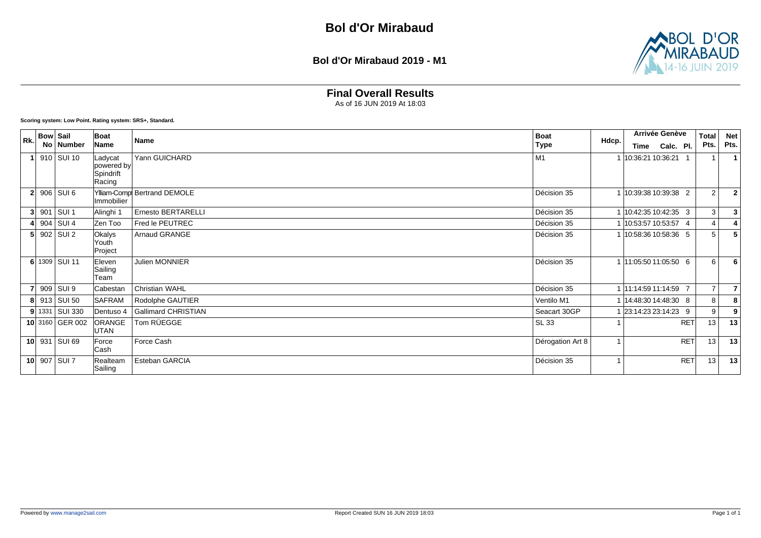# Bol d'Or Mirabaud

## Bol d'Or Mirabaud 2019 - M1

### Final Overall Results

As of 16 JUN 2019 At 18:03

**Scoring system: Low Point. Rating system: SRS+, Standard.**

| Rk. | Bow No | Sail Number | Boat Name | Name | Boat Type | Hdcp. | Arrivée Genève Time | Calc. | Pl. | Total Pts. | Net Pts. |
|---|---|---|---|---|---|---|---|---|---|---|---|
| 1 | 910 | SUI 10 | Ladycat powered by Spindrift Racing | Yann GUICHARD | M1 | 1 | 10:36:21 | 10:36:21 | 1 | 1 | 1 |
| 2 | 906 | SUI 6 | Ylliam-Comp Immobilier | Bertrand DEMOLE | Décision 35 | 1 | 10:39:38 | 10:39:38 | 2 | 2 | 2 |
| 3 | 901 | SUI 1 | Alinghi 1 | Ernesto BERTARELLI | Décision 35 | 1 | 10:42:35 | 10:42:35 | 3 | 3 | 3 |
| 4 | 904 | SUI 4 | Zen Too | Fred le PEUTREC | Décision 35 | 1 | 10:53:57 | 10:53:57 | 4 | 4 | 4 |
| 5 | 902 | SUI 2 | Okalys Youth Project | Arnaud GRANGE | Décision 35 | 1 | 10:58:36 | 10:58:36 | 5 | 5 | 5 |
| 6 | 1309 | SUI 11 | Eleven Sailing Team | Julien MONNIER | Décision 35 | 1 | 11:05:50 | 11:05:50 | 6 | 6 | 6 |
| 7 | 909 | SUI 9 | Cabestan | Christian WAHL | Décision 35 | 1 | 11:14:59 | 11:14:59 | 7 | 7 | 7 |
| 8 | 913 | SUI 50 | SAFRAM | Rodolphe GAUTIER | Ventilo M1 | 1 | 14:48:30 | 14:48:30 | 8 | 8 | 8 |
| 9 | 1331 | SUI 330 | Dentuso 4 | Gallimard CHRISTIAN | Seacart 30GP | 1 | 23:14:23 | 23:14:23 | 9 | 9 | 9 |
| 10 | 3160 | GER 002 | ORANGE UTAN | Tom RÜEGGE | SL 33 | 1 | | | RET | 13 | 13 |
| 10 | 931 | SUI 69 | Force Cash | Force Cash | Dérogation Art 8 | 1 | | | RET | 13 | 13 |
| 10 | 907 | SUI 7 | Realteam Sailing | Esteban GARCIA | Décision 35 | 1 | | | RET | 13 | 13 |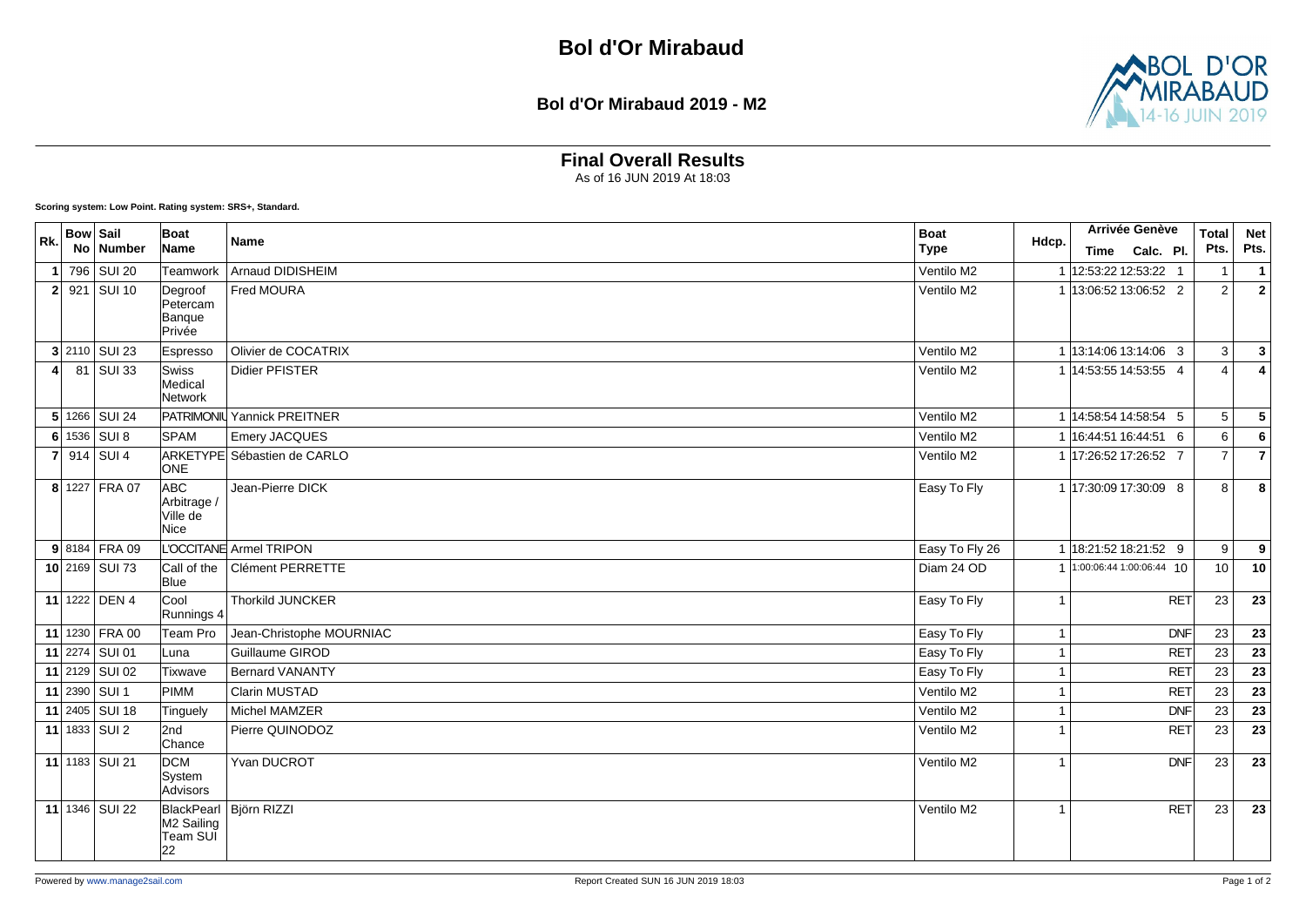# Bol d'Or Mirabaud

## Bol d'Or Mirabaud 2019 - M2

### Final Overall Results

As of 16 JUN 2019 At 18:03

**Scoring system: Low Point. Rating system: SRS+, Standard.**

| Rk. | Bow No | Sail Number | Boat Name | Name | Boat Type | Hdcp. | Arrivée Genève Time | Calc. | Pl. | Total Pts. | Net Pts. |
|---|---|---|---|---|---|---|---|---|---|---|---|
| 1 | 796 | SUI 20 | Teamwork | Arnaud DIDISHEIM | Ventilo M2 | 1 | 12:53:22 | 12:53:22 | 1 | 1 | 1 |
| 2 | 921 | SUI 10 | Degroof Petercam Banque Privée | Fred MOURA | Ventilo M2 | 1 | 13:06:52 | 13:06:52 | 2 | 2 | 2 |
| 3 | 2110 | SUI 23 | Espresso | Olivier de COCATRIX | Ventilo M2 | 1 | 13:14:06 | 13:14:06 | 3 | 3 | 3 |
| 4 | 81 | SUI 33 | Swiss Medical Network | Didier PFISTER | Ventilo M2 | 1 | 14:53:55 | 14:53:55 | 4 | 4 | 4 |
| 5 | 1266 | SUI 24 | PATRIMONIU | Yannick PREITNER | Ventilo M2 | 1 | 14:58:54 | 14:58:54 | 5 | 5 | 5 |
| 6 | 1536 | SUI 8 | SPAM | Emery JACQUES | Ventilo M2 | 1 | 16:44:51 | 16:44:51 | 6 | 6 | 6 |
| 7 | 914 | SUI 4 | ARKETYPE ONE | Sébastien de CARLO | Ventilo M2 | 1 | 17:26:52 | 17:26:52 | 7 | 7 | 7 |
| 8 | 1227 | FRA 07 | ABC Arbitrage / Ville de Nice | Jean-Pierre DICK | Easy To Fly | 1 | 17:30:09 | 17:30:09 | 8 | 8 | 8 |
| 9 | 8184 | FRA 09 | L'OCCITANE | Armel TRIPON | Easy To Fly 26 | 1 | 18:21:52 | 18:21:52 | 9 | 9 | 9 |
| 10 | 2169 | SUI 73 | Call of the Blue | Clément PERRETTE | Diam 24 OD | 1 | 1:00:06:44 | 1:00:06:44 | 10 | 10 | 10 |
| 11 | 1222 | DEN 4 | Cool Runnings 4 | Thorkild JUNCKER | Easy To Fly | 1 | | | RET | 23 | 23 |
| 11 | 1230 | FRA 00 | Team Pro | Jean-Christophe MOURNIAC | Easy To Fly | 1 | | | DNF | 23 | 23 |
| 11 | 2274 | SUI 01 | Luna | Guillaume GIROD | Easy To Fly | 1 | | | RET | 23 | 23 |
| 11 | 2129 | SUI 02 | Tixwave | Bernard VANANTY | Easy To Fly | 1 | | | RET | 23 | 23 |
| 11 | 2390 | SUI 1 | PIMM | Clarin MUSTAD | Ventilo M2 | 1 | | | RET | 23 | 23 |
| 11 | 2405 | SUI 18 | Tinguely | Michel MAMZER | Ventilo M2 | 1 | | | DNF | 23 | 23 |
| 11 | 1833 | SUI 2 | 2nd Chance | Pierre QUINODOZ | Ventilo M2 | 1 | | | RET | 23 | 23 |
| 11 | 1183 | SUI 21 | DCM System Advisors | Yvan DUCROT | Ventilo M2 | 1 | | | DNF | 23 | 23 |
| 11 | 1346 | SUI 22 | BlackPearl M2 Sailing Team SUI 22 | Björn RIZZI | Ventilo M2 | 1 | | | RET | 23 | 23 |

Powered by www.manage2sail.com — Report Created SUN 16 JUN 2019 18:03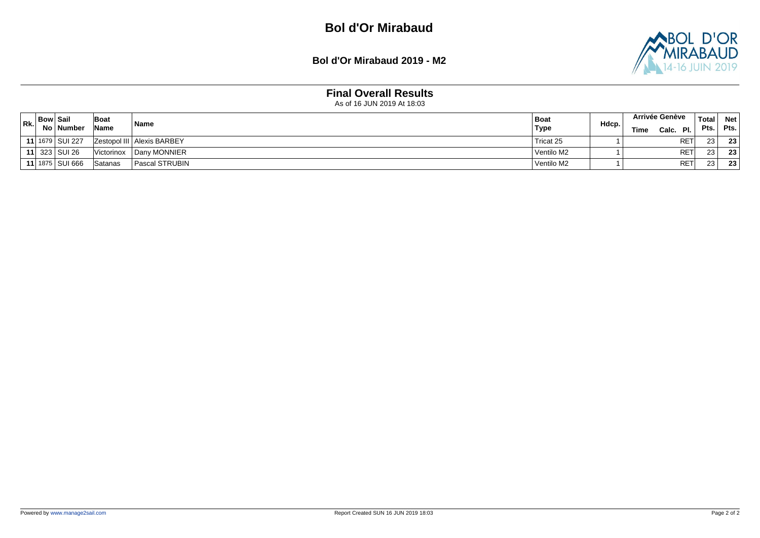# Bol d'Or Mirabaud

## Bol d'Or Mirabaud 2019 - M2

### Final Overall Results

As of 16 JUN 2019 At 18:03

| Rk. | Bow No | Sail Number | Boat Name | Name | Boat Type | Hdcp. | Arrivée Genève | | | Total Pts. | Net Pts. |
|---|---|---|---|---|---|---|---|---|---|---|---|
| | | | | | | | Time | Calc. | Pl. | | |
| **11** | 1679 | SUI 227 | Zestopol III | Alexis BARBEY | Tricat 25 | 1 | | | RET | 23 | **23** |
| **11** | 323 | SUI 26 | Victorinox | Dany MONNIER | Ventilo M2 | 1 | | | RET | 23 | **23** |
| **11** | 1875 | SUI 666 | Satanas | Pascal STRUBIN | Ventilo M2 | 1 | | | RET | 23 | **23** |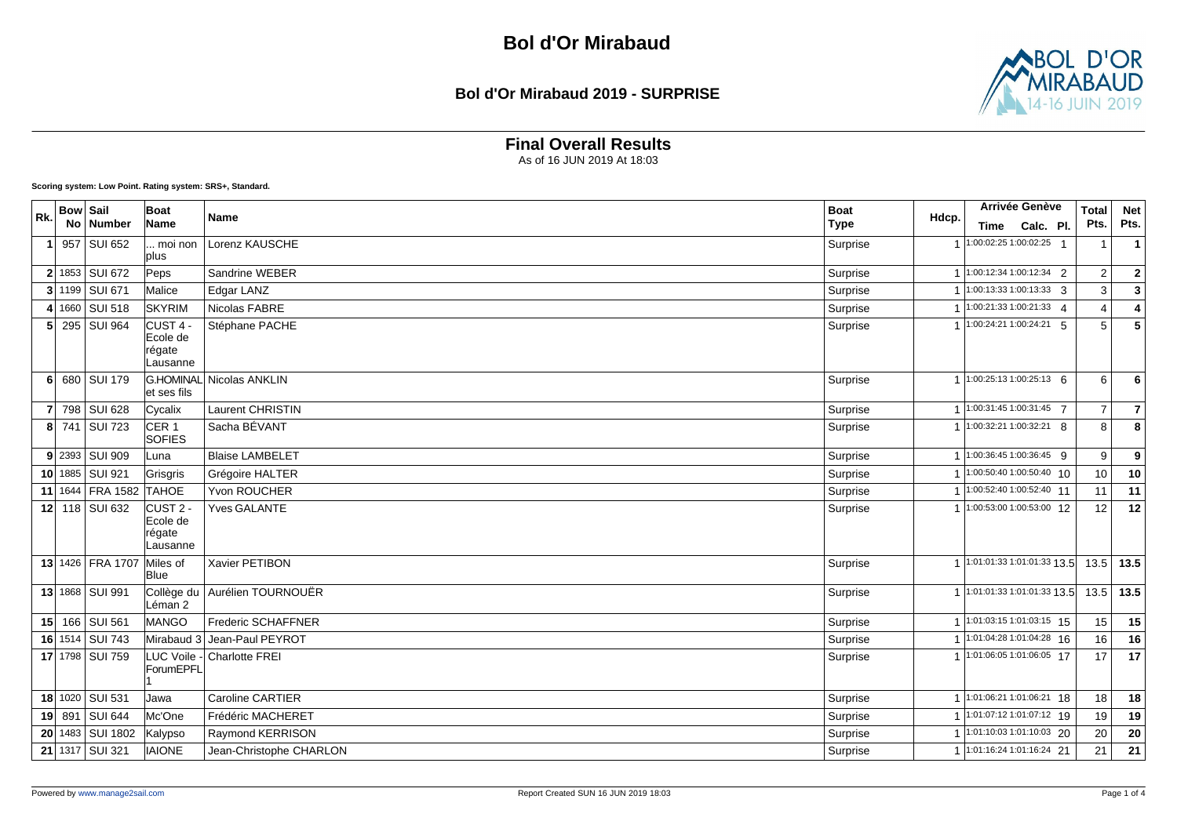# Bol d'Or Mirabaud

## Bol d'Or Mirabaud 2019 - SURPRISE

### Final Overall Results

As of 16 JUN 2019 At 18:03

**Scoring system: Low Point. Rating system: SRS+, Standard.**

| Rk. | Bow No | Sail Number | Boat Name | Name | Boat Type | Hdcp. | Arrivée Genève Time | Calc. | Pl. | Total Pts. | Net Pts. |
|---|---|---|---|---|---|---|---|---|---|---|---|
| 1 | 957 | SUI 652 | ... moi non plus | Lorenz KAUSCHE | Surprise | 1 | 1:00:02:25 | 1:00:02:25 | 1 | 1 | 1 |
| 2 | 1853 | SUI 672 | Peps | Sandrine WEBER | Surprise | 1 | 1:00:12:34 | 1:00:12:34 | 2 | 2 | 2 |
| 3 | 1199 | SUI 671 | Malice | Edgar LANZ | Surprise | 1 | 1:00:13:33 | 1:00:13:33 | 3 | 3 | 3 |
| 4 | 1660 | SUI 518 | SKYRIM | Nicolas FABRE | Surprise | 1 | 1:00:21:33 | 1:00:21:33 | 4 | 4 | 4 |
| 5 | 295 | SUI 964 | CUST 4 - Ecole de régate Lausanne | Stéphane PACHE | Surprise | 1 | 1:00:24:21 | 1:00:24:21 | 5 | 5 | 5 |
| 6 | 680 | SUI 179 | G.HOMINAL et ses fils | Nicolas ANKLIN | Surprise | 1 | 1:00:25:13 | 1:00:25:13 | 6 | 6 | 6 |
| 7 | 798 | SUI 628 | Cycalix | Laurent CHRISTIN | Surprise | 1 | 1:00:31:45 | 1:00:31:45 | 7 | 7 | 7 |
| 8 | 741 | SUI 723 | CER 1 SOFIES | Sacha BÉVANT | Surprise | 1 | 1:00:32:21 | 1:00:32:21 | 8 | 8 | 8 |
| 9 | 2393 | SUI 909 | Luna | Blaise LAMBELET | Surprise | 1 | 1:00:36:45 | 1:00:36:45 | 9 | 9 | 9 |
| 10 | 1885 | SUI 921 | Grisgris | Grégoire HALTER | Surprise | 1 | 1:00:50:40 | 1:00:50:40 | 10 | 10 | 10 |
| 11 | 1644 | FRA 1582 | TAHOE | Yvon ROUCHER | Surprise | 1 | 1:00:52:40 | 1:00:52:40 | 11 | 11 | 11 |
| 12 | 118 | SUI 632 | CUST 2 - Ecole de régate Lausanne | Yves GALANTE | Surprise | 1 | 1:00:53:00 | 1:00:53:00 | 12 | 12 | 12 |
| 13 | 1426 | FRA 1707 | Miles of Blue | Xavier PETIBON | Surprise | 1 | 1:01:01:33 | 1:01:01:33 | 13.5 | 13.5 | 13.5 |
| 13 | 1868 | SUI 991 | Collège du Léman 2 | Aurélien TOURNOUËR | Surprise | 1 | 1:01:01:33 | 1:01:01:33 | 13.5 | 13.5 | 13.5 |
| 15 | 166 | SUI 561 | MANGO | Frederic SCHAFFNER | Surprise | 1 | 1:01:03:15 | 1:01:03:15 | 15 | 15 | 15 |
| 16 | 1514 | SUI 743 | Mirabaud 3 | Jean-Paul PEYROT | Surprise | 1 | 1:01:04:28 | 1:01:04:28 | 16 | 16 | 16 |
| 17 | 1798 | SUI 759 | LUC Voile - ForumEPFL 1 | Charlotte FREI | Surprise | 1 | 1:01:06:05 | 1:01:06:05 | 17 | 17 | 17 |
| 18 | 1020 | SUI 531 | Jawa | Caroline CARTIER | Surprise | 1 | 1:01:06:21 | 1:01:06:21 | 18 | 18 | 18 |
| 19 | 891 | SUI 644 | Mc'One | Frédéric MACHERET | Surprise | 1 | 1:01:07:12 | 1:01:07:12 | 19 | 19 | 19 |
| 20 | 1483 | SUI 1802 | Kalypso | Raymond KERRISON | Surprise | 1 | 1:01:10:03 | 1:01:10:03 | 20 | 20 | 20 |
| 21 | 1317 | SUI 321 | IAIONE | Jean-Christophe CHARLON | Surprise | 1 | 1:01:16:24 | 1:01:16:24 | 21 | 21 | 21 |

Powered by www.manage2sail.com — Report Created SUN 16 JUN 2019 18:03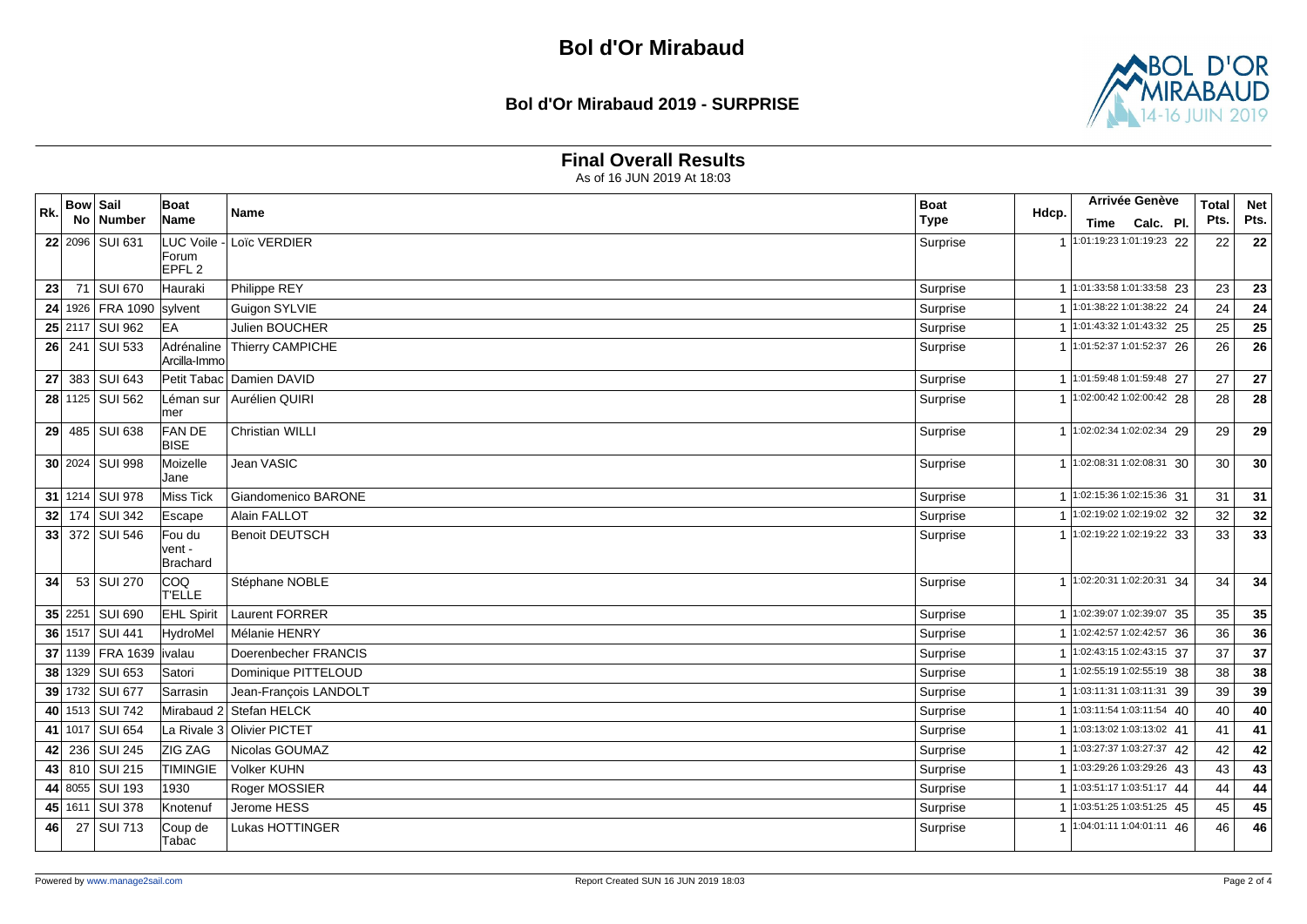# Bol d'Or Mirabaud

## Bol d'Or Mirabaud 2019 - SURPRISE

### Final Overall Results

As of 16 JUN 2019 At 18:03

| Rk. | Bow No | Sail Number | Boat Name | Name | Boat Type | Hdcp. | Arrivée Genève Time | Calc. | Pl. | Total Pts. | Net Pts. |
|---|---|---|---|---|---|---|---|---|---|---|---|
| 22 | 2096 | SUI 631 | LUC Voile - Forum EPFL 2 | Loïc VERDIER | Surprise | 1 | 1:01:19:23 | 1:01:19:23 | 22 | 22 | 22 |
| 23 | 71 | SUI 670 | Hauraki | Philippe REY | Surprise | 1 | 1:01:33:58 | 1:01:33:58 | 23 | 23 | 23 |
| 24 | 1926 | FRA 1090 | sylvent | Guigon SYLVIE | Surprise | 1 | 1:01:38:22 | 1:01:38:22 | 24 | 24 | 24 |
| 25 | 2117 | SUI 962 | EA | Julien BOUCHER | Surprise | 1 | 1:01:43:32 | 1:01:43:32 | 25 | 25 | 25 |
| 26 | 241 | SUI 533 | Adrénaline Arcilla-Immo | Thierry CAMPICHE | Surprise | 1 | 1:01:52:37 | 1:01:52:37 | 26 | 26 | 26 |
| 27 | 383 | SUI 643 | Petit Tabac | Damien DAVID | Surprise | 1 | 1:01:59:48 | 1:01:59:48 | 27 | 27 | 27 |
| 28 | 1125 | SUI 562 | Léman sur mer | Aurélien QUIRI | Surprise | 1 | 1:02:00:42 | 1:02:00:42 | 28 | 28 | 28 |
| 29 | 485 | SUI 638 | FAN DE BISE | Christian WILLI | Surprise | 1 | 1:02:02:34 | 1:02:02:34 | 29 | 29 | 29 |
| 30 | 2024 | SUI 998 | Moizelle Jane | Jean VASIC | Surprise | 1 | 1:02:08:31 | 1:02:08:31 | 30 | 30 | 30 |
| 31 | 1214 | SUI 978 | Miss Tick | Giandomenico BARONE | Surprise | 1 | 1:02:15:36 | 1:02:15:36 | 31 | 31 | 31 |
| 32 | 174 | SUI 342 | Escape | Alain FALLOT | Surprise | 1 | 1:02:19:02 | 1:02:19:02 | 32 | 32 | 32 |
| 33 | 372 | SUI 546 | Fou du vent - Brachard | Benoit DEUTSCH | Surprise | 1 | 1:02:19:22 | 1:02:19:22 | 33 | 33 | 33 |
| 34 | 53 | SUI 270 | COQ T'ELLE | Stéphane NOBLE | Surprise | 1 | 1:02:20:31 | 1:02:20:31 | 34 | 34 | 34 |
| 35 | 2251 | SUI 690 | EHL Spirit | Laurent FORRER | Surprise | 1 | 1:02:39:07 | 1:02:39:07 | 35 | 35 | 35 |
| 36 | 1517 | SUI 441 | HydroMel | Mélanie HENRY | Surprise | 1 | 1:02:42:57 | 1:02:42:57 | 36 | 36 | 36 |
| 37 | 1139 | FRA 1639 | ivalau | Doerenbecher FRANCIS | Surprise | 1 | 1:02:43:15 | 1:02:43:15 | 37 | 37 | 37 |
| 38 | 1329 | SUI 653 | Satori | Dominique PITTELOUD | Surprise | 1 | 1:02:55:19 | 1:02:55:19 | 38 | 38 | 38 |
| 39 | 1732 | SUI 677 | Sarrasin | Jean-François LANDOLT | Surprise | 1 | 1:03:11:31 | 1:03:11:31 | 39 | 39 | 39 |
| 40 | 1513 | SUI 742 | Mirabaud 2 | Stefan HELCK | Surprise | 1 | 1:03:11:54 | 1:03:11:54 | 40 | 40 | 40 |
| 41 | 1017 | SUI 654 | La Rivale 3 | Olivier PICTET | Surprise | 1 | 1:03:13:02 | 1:03:13:02 | 41 | 41 | 41 |
| 42 | 236 | SUI 245 | ZIG ZAG | Nicolas GOUMAZ | Surprise | 1 | 1:03:27:37 | 1:03:27:37 | 42 | 42 | 42 |
| 43 | 810 | SUI 215 | TIMINGIE | Volker KUHN | Surprise | 1 | 1:03:29:26 | 1:03:29:26 | 43 | 43 | 43 |
| 44 | 8055 | SUI 193 | 1930 | Roger MOSSIER | Surprise | 1 | 1:03:51:17 | 1:03:51:17 | 44 | 44 | 44 |
| 45 | 1611 | SUI 378 | Knotenuf | Jerome HESS | Surprise | 1 | 1:03:51:25 | 1:03:51:25 | 45 | 45 | 45 |
| 46 | 27 | SUI 713 | Coup de Tabac | Lukas HOTTINGER | Surprise | 1 | 1:04:01:11 | 1:04:01:11 | 46 | 46 | 46 |

Powered by www.manage2sail.com — Report Created SUN 16 JUN 2019 18:03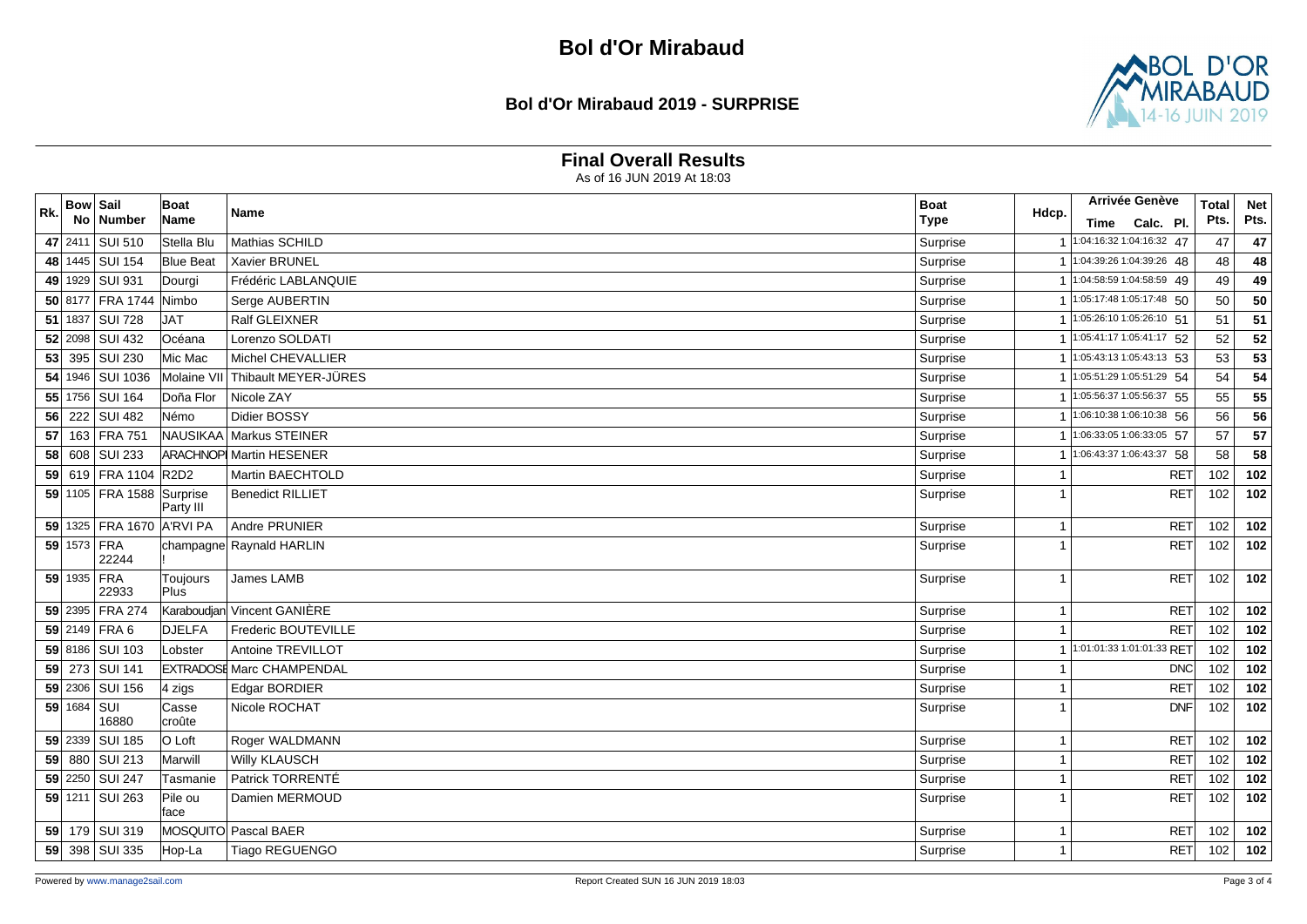# Bol d'Or Mirabaud

## Bol d'Or Mirabaud 2019 - SURPRISE

### Final Overall Results

As of 16 JUN 2019 At 18:03

| Rk. | Bow No | Sail Number | Boat Name | Name | Boat Type | Hdcp. | Arrivée Genève Time | Calc. | Pl. | Total Pts. | Net Pts. |
|---|---|---|---|---|---|---|---|---|---|---|---|
| 47 | 2411 | SUI 510 | Stella Blu | Mathias SCHILD | Surprise | 1 | 1:04:16:32 | 1:04:16:32 | 47 | 47 | 47 |
| 48 | 1445 | SUI 154 | Blue Beat | Xavier BRUNEL | Surprise | 1 | 1:04:39:26 | 1:04:39:26 | 48 | 48 | 48 |
| 49 | 1929 | SUI 931 | Dourgi | Frédéric LABLANQUIE | Surprise | 1 | 1:04:58:59 | 1:04:58:59 | 49 | 49 | 49 |
| 50 | 8177 | FRA 1744 | Nimbo | Serge AUBERTIN | Surprise | 1 | 1:05:17:48 | 1:05:17:48 | 50 | 50 | 50 |
| 51 | 1837 | SUI 728 | JAT | Ralf GLEIXNER | Surprise | 1 | 1:05:26:10 | 1:05:26:10 | 51 | 51 | 51 |
| 52 | 2098 | SUI 432 | Océana | Lorenzo SOLDATI | Surprise | 1 | 1:05:41:17 | 1:05:41:17 | 52 | 52 | 52 |
| 53 | 395 | SUI 230 | Mic Mac | Michel CHEVALLIER | Surprise | 1 | 1:05:43:13 | 1:05:43:13 | 53 | 53 | 53 |
| 54 | 1946 | SUI 1036 | Molaine VII | Thibault MEYER-JÜRES | Surprise | 1 | 1:05:51:29 | 1:05:51:29 | 54 | 54 | 54 |
| 55 | 1756 | SUI 164 | Doña Flor | Nicole ZAY | Surprise | 1 | 1:05:56:37 | 1:05:56:37 | 55 | 55 | 55 |
| 56 | 222 | SUI 482 | Némo | Didier BOSSY | Surprise | 1 | 1:06:10:38 | 1:06:10:38 | 56 | 56 | 56 |
| 57 | 163 | FRA 751 | NAUSIKAA | Markus STEINER | Surprise | 1 | 1:06:33:05 | 1:06:33:05 | 57 | 57 | 57 |
| 58 | 608 | SUI 233 | ARACHNOPI | Martin HESENER | Surprise | 1 | 1:06:43:37 | 1:06:43:37 | 58 | 58 | 58 |
| 59 | 619 | FRA 1104 | R2D2 | Martin BAECHTOLD | Surprise | 1 | | | RET | 102 | 102 |
| 59 | 1105 | FRA 1588 | Surprise Party III | Benedict RILLIET | Surprise | 1 | | | RET | 102 | 102 |
| 59 | 1325 | FRA 1670 | A'RVI PA | Andre PRUNIER | Surprise | 1 | | | RET | 102 | 102 |
| 59 | 1573 | FRA 22244 | champagne ! | Raynald HARLIN | Surprise | 1 | | | RET | 102 | 102 |
| 59 | 1935 | FRA 22933 | Toujours Plus | James LAMB | Surprise | 1 | | | RET | 102 | 102 |
| 59 | 2395 | FRA 274 | Karaboudjan | Vincent GANIÈRE | Surprise | 1 | | | RET | 102 | 102 |
| 59 | 2149 | FRA 6 | DJELFA | Frederic BOUTEVILLE | Surprise | 1 | | | RET | 102 | 102 |
| 59 | 8186 | SUI 103 | Lobster | Antoine TREVILLOT | Surprise | 1 | 1:01:01:33 | 1:01:01:33 | RET | 102 | 102 |
| 59 | 273 | SUI 141 | EXTRADOSE | Marc CHAMPENDAL | Surprise | 1 | | | DNC | 102 | 102 |
| 59 | 2306 | SUI 156 | 4 zigs | Edgar BORDIER | Surprise | 1 | | | RET | 102 | 102 |
| 59 | 1684 | SUI 16880 | Casse croûte | Nicole ROCHAT | Surprise | 1 | | | DNF | 102 | 102 |
| 59 | 2339 | SUI 185 | O Loft | Roger WALDMANN | Surprise | 1 | | | RET | 102 | 102 |
| 59 | 880 | SUI 213 | Marwill | Willy KLAUSCH | Surprise | 1 | | | RET | 102 | 102 |
| 59 | 2250 | SUI 247 | Tasmanie | Patrick TORRENTÉ | Surprise | 1 | | | RET | 102 | 102 |
| 59 | 1211 | SUI 263 | Pile ou face | Damien MERMOUD | Surprise | 1 | | | RET | 102 | 102 |
| 59 | 179 | SUI 319 | MOSQUITO | Pascal BAER | Surprise | 1 | | | RET | 102 | 102 |
| 59 | 398 | SUI 335 | Hop-La | Tiago REGUENGO | Surprise | 1 | | | RET | 102 | 102 |

Powered by www.manage2sail.com    Report Created SUN 16 JUN 2019 18:03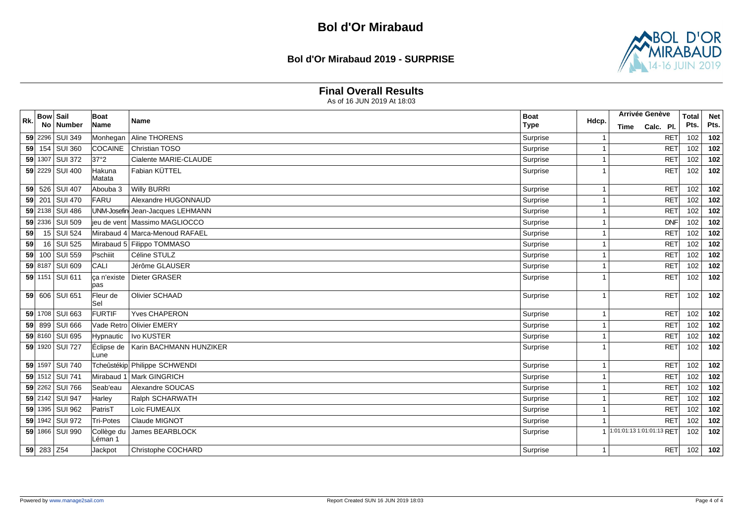# Bol d'Or Mirabaud

## Bol d'Or Mirabaud 2019 - SURPRISE

### Final Overall Results

As of 16 JUN 2019 At 18:03

| Rk. | Bow No | Sail Number | Boat Name | Name | Boat Type | Hdcp. | Arrivée Genève Time | Calc. | Pl. | Total Pts. | Net Pts. |
|---|---|---|---|---|---|---|---|---|---|---|---|
| 59 | 2296 | SUI 349 | Monhegan | Aline THORENS | Surprise | 1 | | | RET | 102 | 102 |
| 59 | 154 | SUI 360 | COCAINE | Christian TOSO | Surprise | 1 | | | RET | 102 | 102 |
| 59 | 1307 | SUI 372 | 37°2 | Cialente MARIE-CLAUDE | Surprise | 1 | | | RET | 102 | 102 |
| 59 | 2229 | SUI 400 | Hakuna Matata | Fabian KÜTTEL | Surprise | 1 | | | RET | 102 | 102 |
| 59 | 526 | SUI 407 | Abouba 3 | Willy BURRI | Surprise | 1 | | | RET | 102 | 102 |
| 59 | 201 | SUI 470 | FARU | Alexandre HUGONNAUD | Surprise | 1 | | | RET | 102 | 102 |
| 59 | 2138 | SUI 486 | UNM-Josefin | Jean-Jacques LEHMANN | Surprise | 1 | | | RET | 102 | 102 |
| 59 | 2336 | SUI 509 | jeu de vent | Massimo MAGLIOCCO | Surprise | 1 | | | DNF | 102 | 102 |
| 59 | 15 | SUI 524 | Mirabaud 4 | Marca-Menoud RAFAEL | Surprise | 1 | | | RET | 102 | 102 |
| 59 | 16 | SUI 525 | Mirabaud 5 | Filippo TOMMASO | Surprise | 1 | | | RET | 102 | 102 |
| 59 | 100 | SUI 559 | Pschiiit | Céline STULZ | Surprise | 1 | | | RET | 102 | 102 |
| 59 | 8187 | SUI 609 | CALI | Jérôme GLAUSER | Surprise | 1 | | | RET | 102 | 102 |
| 59 | 1151 | SUI 611 | ça n'existe pas | Dieter GRASER | Surprise | 1 | | | RET | 102 | 102 |
| 59 | 606 | SUI 651 | Fleur de Sel | Olivier SCHAAD | Surprise | 1 | | | RET | 102 | 102 |
| 59 | 1708 | SUI 663 | FURTIF | Yves CHAPERON | Surprise | 1 | | | RET | 102 | 102 |
| 59 | 899 | SUI 666 | Vade Retro | Olivier EMERY | Surprise | 1 | | | RET | 102 | 102 |
| 59 | 8160 | SUI 695 | Hypnautic | Ivo KUSTER | Surprise | 1 | | | RET | 102 | 102 |
| 59 | 1920 | SUI 727 | Éclipse de Lune | Karin BACHMANN HUNZIKER | Surprise | 1 | | | RET | 102 | 102 |
| 59 | 1597 | SUI 740 | Tcheûstékip | Philippe SCHWENDI | Surprise | 1 | | | RET | 102 | 102 |
| 59 | 1512 | SUI 741 | Mirabaud 1 | Mark GINGRICH | Surprise | 1 | | | RET | 102 | 102 |
| 59 | 2262 | SUI 766 | Seab'eau | Alexandre SOUCAS | Surprise | 1 | | | RET | 102 | 102 |
| 59 | 2142 | SUI 947 | Harley | Ralph SCHARWATH | Surprise | 1 | | | RET | 102 | 102 |
| 59 | 1395 | SUI 962 | PatrisT | Loïc FUMEAUX | Surprise | 1 | | | RET | 102 | 102 |
| 59 | 1942 | SUI 972 | Tri-Potes | Claude MIGNOT | Surprise | 1 | | | RET | 102 | 102 |
| 59 | 1866 | SUI 990 | Collège du Léman 1 | James BEARBLOCK | Surprise | 1 | 1:01:01:13 | 1:01:01:13 | RET | 102 | 102 |
| 59 | 283 | Z54 | Jackpot | Christophe COCHARD | Surprise | 1 | | | RET | 102 | 102 |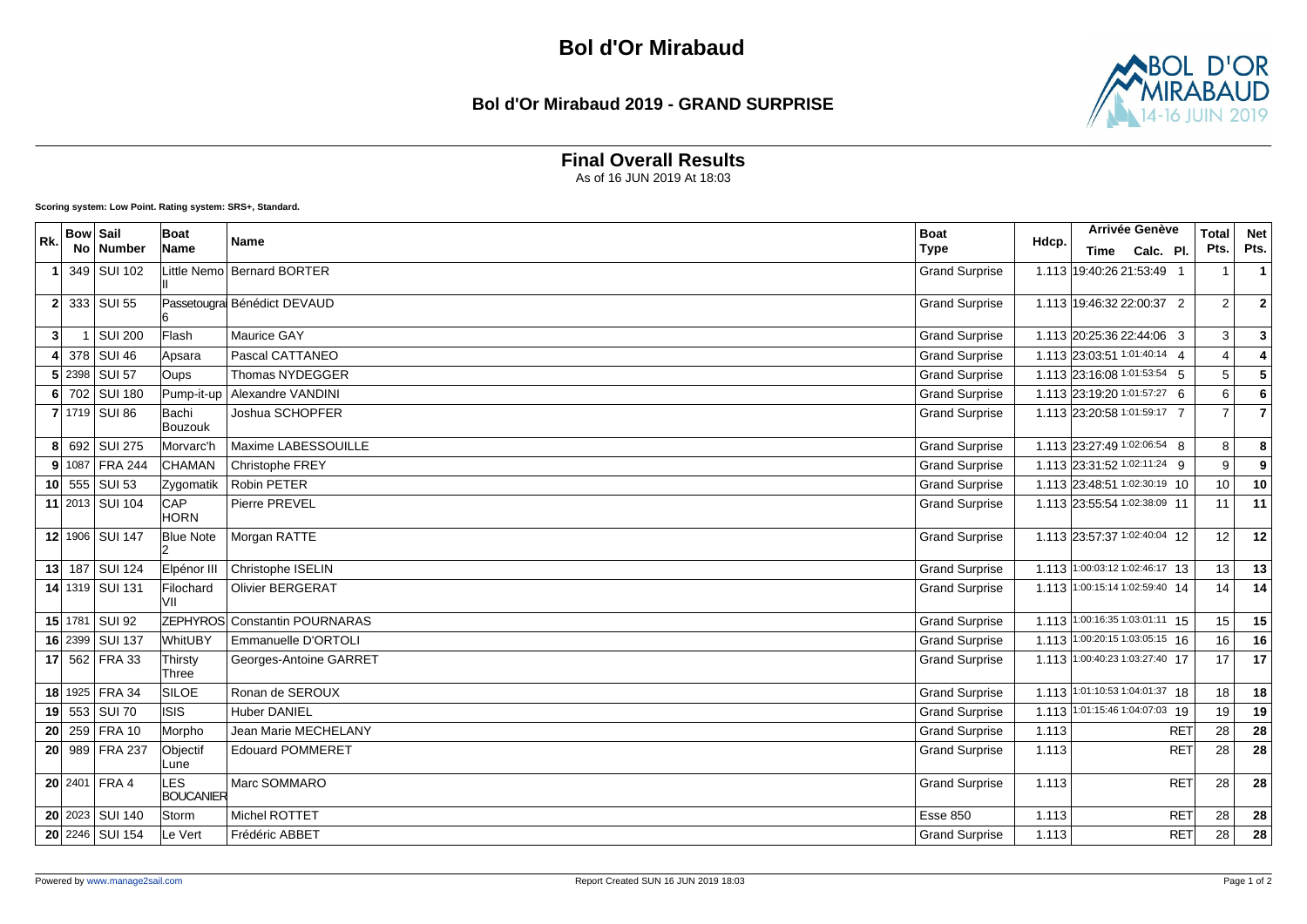# Bol d'Or Mirabaud

## Bol d'Or Mirabaud 2019 - GRAND SURPRISE

### Final Overall Results

As of 16 JUN 2019 At 18:03

**Scoring system: Low Point. Rating system: SRS+, Standard.**

| Rk. | Bow No | Sail Number | Boat Name | Name | Boat Type | Hdcp. | Arrivée Genève | | | Total Pts. | Net Pts. |
|---|---|---|---|---|---|---|---|---|---|---|---|
| | | | | | | | Time | Calc. | Pl. | | |
| 1 | 349 | SUI 102 | Little Nemo II | Bernard BORTER | Grand Surprise | 1.113 | 19:40:26 | 21:53:49 | 1 | 1 | 1 |
| 2 | 333 | SUI 55 | Passetougrain 6 | Bénédict DEVAUD | Grand Surprise | 1.113 | 19:46:32 | 22:00:37 | 2 | 2 | 2 |
| 3 | 1 | SUI 200 | Flash | Maurice GAY | Grand Surprise | 1.113 | 20:25:36 | 22:44:06 | 3 | 3 | 3 |
| 4 | 378 | SUI 46 | Apsara | Pascal CATTANEO | Grand Surprise | 1.113 | 23:03:51 | 1:01:40:14 | 4 | 4 | 4 |
| 5 | 2398 | SUI 57 | Oups | Thomas NYDEGGER | Grand Surprise | 1.113 | 23:16:08 | 1:01:53:54 | 5 | 5 | 5 |
| 6 | 702 | SUI 180 | Pump-it-up | Alexandre VANDINI | Grand Surprise | 1.113 | 23:19:20 | 1:01:57:27 | 6 | 6 | 6 |
| 7 | 1719 | SUI 86 | Bachi Bouzouk | Joshua SCHOPFER | Grand Surprise | 1.113 | 23:20:58 | 1:01:59:17 | 7 | 7 | 7 |
| 8 | 692 | SUI 275 | Morvarc'h | Maxime LABESSOUILLE | Grand Surprise | 1.113 | 23:27:49 | 1:02:06:54 | 8 | 8 | 8 |
| 9 | 1087 | FRA 244 | CHAMAN | Christophe FREY | Grand Surprise | 1.113 | 23:31:52 | 1:02:11:24 | 9 | 9 | 9 |
| 10 | 555 | SUI 53 | Zygomatik | Robin PETER | Grand Surprise | 1.113 | 23:48:51 | 1:02:30:19 | 10 | 10 | 10 |
| 11 | 2013 | SUI 104 | CAP HORN | Pierre PREVEL | Grand Surprise | 1.113 | 23:55:54 | 1:02:38:09 | 11 | 11 | 11 |
| 12 | 1906 | SUI 147 | Blue Note 2 | Morgan RATTE | Grand Surprise | 1.113 | 23:57:37 | 1:02:40:04 | 12 | 12 | 12 |
| 13 | 187 | SUI 124 | Elpénor III | Christophe ISELIN | Grand Surprise | 1.113 | 1:00:03:12 | 1:02:46:17 | 13 | 13 | 13 |
| 14 | 1319 | SUI 131 | Filochard VII | Olivier BERGERAT | Grand Surprise | 1.113 | 1:00:15:14 | 1:02:59:40 | 14 | 14 | 14 |
| 15 | 1781 | SUI 92 | ZEPHYROS | Constantin POURNARAS | Grand Surprise | 1.113 | 1:00:16:35 | 1:03:01:11 | 15 | 15 | 15 |
| 16 | 2399 | SUI 137 | WhitUBY | Emmanuelle D'ORTOLI | Grand Surprise | 1.113 | 1:00:20:15 | 1:03:05:15 | 16 | 16 | 16 |
| 17 | 562 | FRA 33 | Thirsty Three | Georges-Antoine GARRET | Grand Surprise | 1.113 | 1:00:40:23 | 1:03:27:40 | 17 | 17 | 17 |
| 18 | 1925 | FRA 34 | SILOE | Ronan de SEROUX | Grand Surprise | 1.113 | 1:01:10:53 | 1:04:01:37 | 18 | 18 | 18 |
| 19 | 553 | SUI 70 | ISIS | Huber DANIEL | Grand Surprise | 1.113 | 1:01:15:46 | 1:04:07:03 | 19 | 19 | 19 |
| 20 | 259 | FRA 10 | Morpho | Jean Marie MECHELANY | Grand Surprise | 1.113 | | | RET | 28 | 28 |
| 20 | 989 | FRA 237 | Objectif Lune | Edouard POMMERET | Grand Surprise | 1.113 | | | RET | 28 | 28 |
| 20 | 2401 | FRA 4 | LES BOUCANIER | Marc SOMMARO | Grand Surprise | 1.113 | | | RET | 28 | 28 |
| 20 | 2023 | SUI 140 | Storm | Michel ROTTET | Esse 850 | 1.113 | | | RET | 28 | 28 |
| 20 | 2246 | SUI 154 | Le Vert | Frédéric ABBET | Grand Surprise | 1.113 | | | RET | 28 | 28 |

Powered by www.manage2sail.com — Report Created SUN 16 JUN 2019 18:03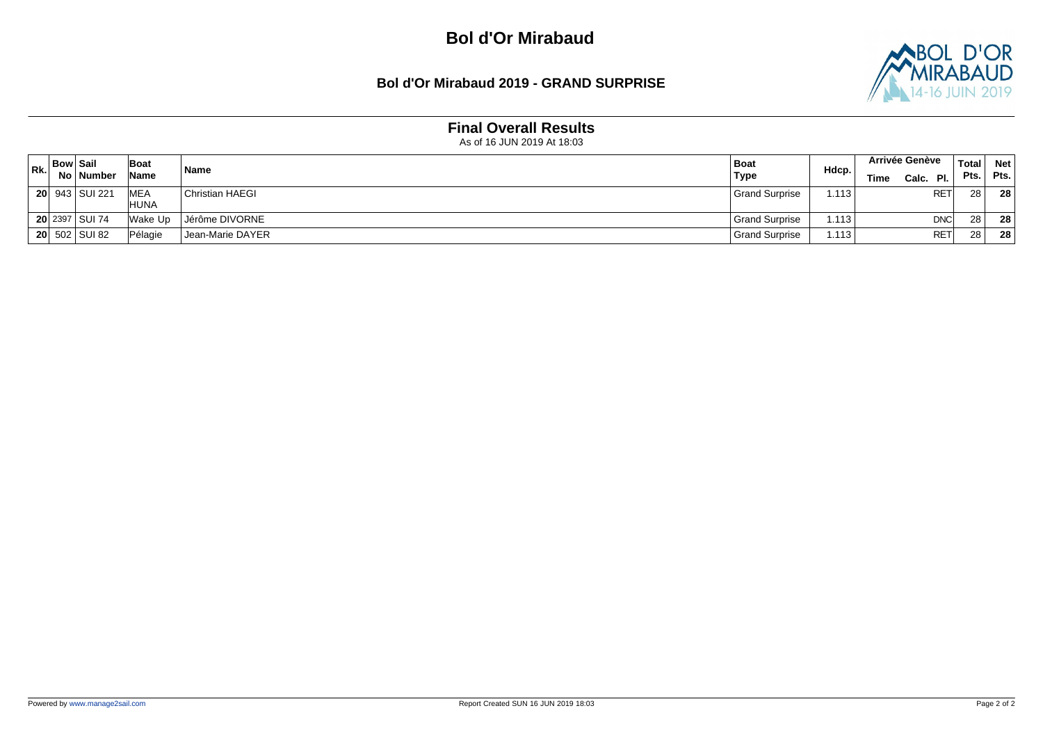# Bol d'Or Mirabaud

## Bol d'Or Mirabaud 2019 - GRAND SURPRISE

### Final Overall Results

As of 16 JUN 2019 At 18:03

| Rk. | Bow No | Sail Number | Boat Name | Name | Boat Type | Hdcp. | Arrivée Genève | | | Total Pts. | Net Pts. |
|---|---|---|---|---|---|---|---|---|---|---|---|
| | | | | | | | Time | Calc. | Pl. | | |
| **20** | 943 | SUI 221 | MEA HUNA | Christian HAEGI | Grand Surprise | 1.113 | | | RET | 28 | **28** |
| **20** | 2397 | SUI 74 | Wake Up | Jérôme DIVORNE | Grand Surprise | 1.113 | | | DNC | 28 | **28** |
| **20** | 502 | SUI 82 | Pélagie | Jean-Marie DAYER | Grand Surprise | 1.113 | | | RET | 28 | **28** |

Powered by www.manage2sail.com

Report Created SUN 16 JUN 2019 18:03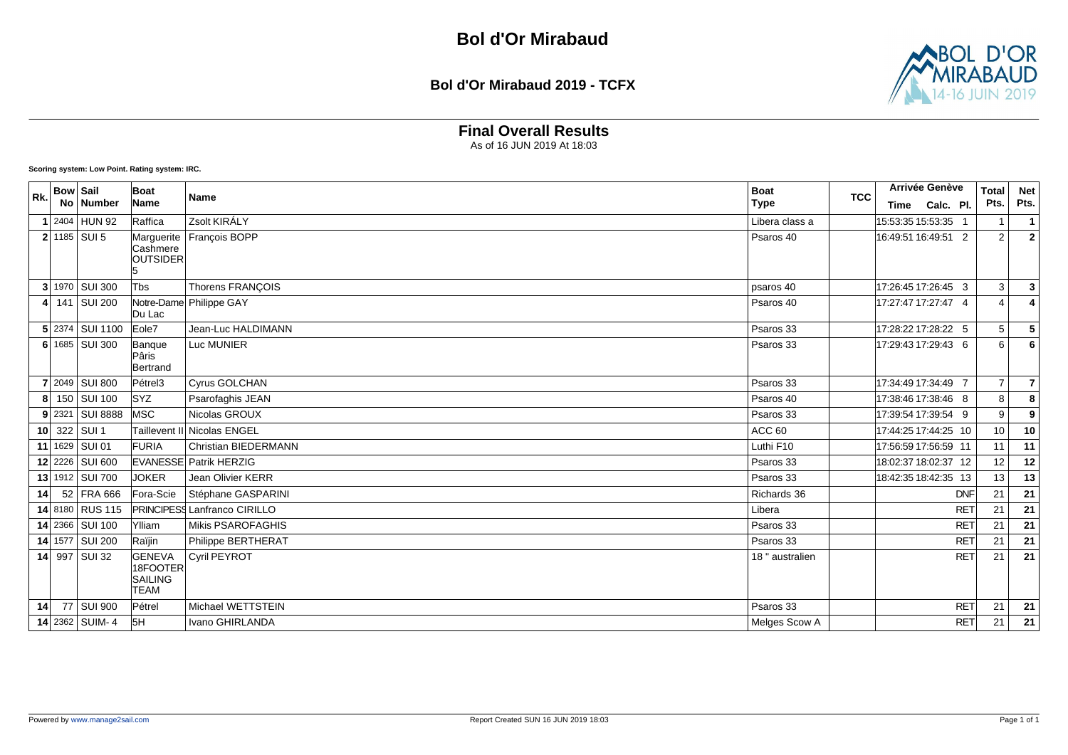# Bol d'Or Mirabaud

## Bol d'Or Mirabaud 2019 - TCFX

### Final Overall Results

As of 16 JUN 2019 At 18:03

**Scoring system: Low Point. Rating system: IRC.**

| Rk. | Bow No | Sail Number | Boat Name | Name | Boat Type | TCC | Arrivée Genève Time | Calc. | Pl. | Total Pts. | Net Pts. |
|---|---|---|---|---|---|---|---|---|---|---|---|
| 1 | 2404 | HUN 92 | Raffica | Zsolt KIRÁLY | Libera class a | | 15:53:35 | 15:53:35 | 1 | 1 | 1 |
| 2 | 1185 | SUI 5 | Marguerite Cashmere OUTSIDER 5 | François BOPP | Psaros 40 | | 16:49:51 | 16:49:51 | 2 | 2 | 2 |
| 3 | 1970 | SUI 300 | Tbs | Thorens FRANÇOIS | psaros 40 | | 17:26:45 | 17:26:45 | 3 | 3 | 3 |
| 4 | 141 | SUI 200 | Notre-Dame Du Lac | Philippe GAY | Psaros 40 | | 17:27:47 | 17:27:47 | 4 | 4 | 4 |
| 5 | 2374 | SUI 1100 | Eole7 | Jean-Luc HALDIMANN | Psaros 33 | | 17:28:22 | 17:28:22 | 5 | 5 | 5 |
| 6 | 1685 | SUI 300 | Banque Pâris Bertrand | Luc MUNIER | Psaros 33 | | 17:29:43 | 17:29:43 | 6 | 6 | 6 |
| 7 | 2049 | SUI 800 | Pétrel3 | Cyrus GOLCHAN | Psaros 33 | | 17:34:49 | 17:34:49 | 7 | 7 | 7 |
| 8 | 150 | SUI 100 | SYZ | Psarofaghis JEAN | Psaros 40 | | 17:38:46 | 17:38:46 | 8 | 8 | 8 |
| 9 | 2321 | SUI 8888 | MSC | Nicolas GROUX | Psaros 33 | | 17:39:54 | 17:39:54 | 9 | 9 | 9 |
| 10 | 322 | SUI 1 | Taillevent II | Nicolas ENGEL | ACC 60 | | 17:44:25 | 17:44:25 | 10 | 10 | 10 |
| 11 | 1629 | SUI 01 | FURIA | Christian BIEDERMANN | Luthi F10 | | 17:56:59 | 17:56:59 | 11 | 11 | 11 |
| 12 | 2226 | SUI 600 | EVANESSE | Patrik HERZIG | Psaros 33 | | 18:02:37 | 18:02:37 | 12 | 12 | 12 |
| 13 | 1912 | SUI 700 | JOKER | Jean Olivier KERR | Psaros 33 | | 18:42:35 | 18:42:35 | 13 | 13 | 13 |
| 14 | 52 | FRA 666 | Fora-Scie | Stéphane GASPARINI | Richards 36 | | | | DNF | 21 | 21 |
| 14 | 8180 | RUS 115 | PRINCIPESS | Lanfranco CIRILLO | Libera | | | | RET | 21 | 21 |
| 14 | 2366 | SUI 100 | Ylliam | Mikis PSAROFAGHIS | Psaros 33 | | | | RET | 21 | 21 |
| 14 | 1577 | SUI 200 | Raïjin | Philippe BERTHERAT | Psaros 33 | | | | RET | 21 | 21 |
| 14 | 997 | SUI 32 | GENEVA 18FOOTER SAILING TEAM | Cyril PEYROT | 18 " australien | | | | RET | 21 | 21 |
| 14 | 77 | SUI 900 | Pétrel | Michael WETTSTEIN | Psaros 33 | | | | RET | 21 | 21 |
| 14 | 2362 | SUIM- 4 | 5H | Ivano GHIRLANDA | Melges Scow A | | | | RET | 21 | 21 |

Powered by www.manage2sail.com

Report Created SUN 16 JUN 2019 18:03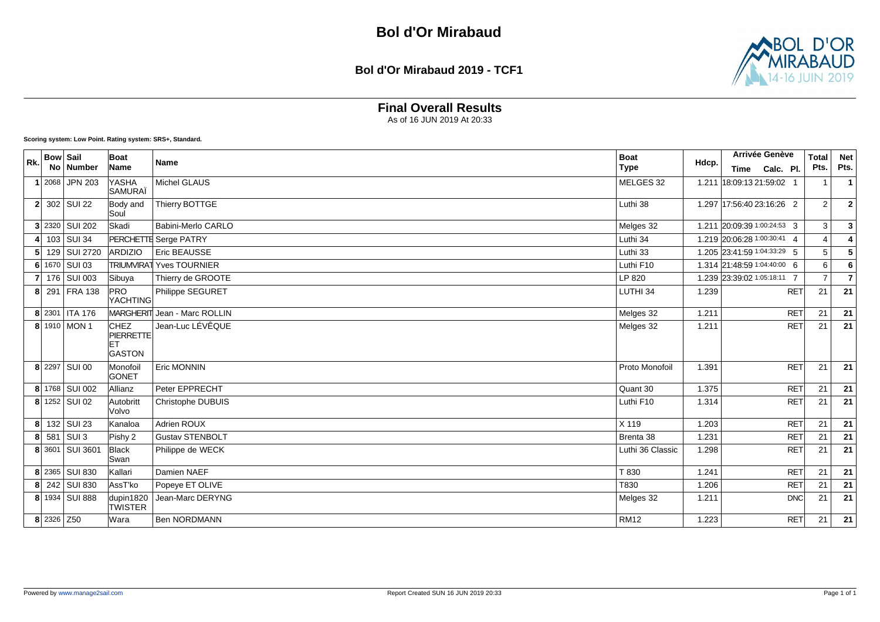# Bol d'Or Mirabaud

## Bol d'Or Mirabaud 2019 - TCF1

### Final Overall Results

As of 16 JUN 2019 At 20:33

**Scoring system: Low Point. Rating system: SRS+, Standard.**

| Rk. | Bow No | Sail Number | Boat Name | Name | Boat Type | Hdcp. | Arrivée Genève Time | Calc. | Pl. | Total Pts. | Net Pts. |
|---|---|---|---|---|---|---|---|---|---|---|---|
| 1 | 2068 | JPN 203 | YASHA SAMURAÏ | Michel GLAUS | MELGES 32 | 1.211 | 18:09:13 | 21:59:02 | 1 | 1 | 1 |
| 2 | 302 | SUI 22 | Body and Soul | Thierry BOTTGE | Luthi 38 | 1.297 | 17:56:40 | 23:16:26 | 2 | 2 | 2 |
| 3 | 2320 | SUI 202 | Skadi | Babini-Merlo CARLO | Melges 32 | 1.211 | 20:09:39 | 1:00:24:53 | 3 | 3 | 3 |
| 4 | 103 | SUI 34 | PERCHETTE | Serge PATRY | Luthi 34 | 1.219 | 20:06:28 | 1:00:30:41 | 4 | 4 | 4 |
| 5 | 129 | SUI 2720 | ARDIZIO | Eric BEAUSSE | Luthi 33 | 1.205 | 23:41:59 | 1:04:33:29 | 5 | 5 | 5 |
| 6 | 1670 | SUI 03 | TRIUMVIRAT | Yves TOURNIER | Luthi F10 | 1.314 | 21:48:59 | 1:04:40:00 | 6 | 6 | 6 |
| 7 | 176 | SUI 003 | Sibuya | Thierry de GROOTE | LP 820 | 1.239 | 23:39:02 | 1:05:18:11 | 7 | 7 | 7 |
| 8 | 291 | FRA 138 | PRO YACHTING | Philippe SEGURET | LUTHI 34 | 1.239 | | | RET | 21 | 21 |
| 8 | 2301 | ITA 176 | MARGHERIT | Jean - Marc ROLLIN | Melges 32 | 1.211 | | | RET | 21 | 21 |
| 8 | 1910 | MON 1 | CHEZ PIERRETTE ET GASTON | Jean-Luc LÉVÊQUE | Melges 32 | 1.211 | | | RET | 21 | 21 |
| 8 | 2297 | SUI 00 | Monofoil GONET | Eric MONNIN | Proto Monofoil | 1.391 | | | RET | 21 | 21 |
| 8 | 1768 | SUI 002 | Allianz | Peter EPPRECHT | Quant 30 | 1.375 | | | RET | 21 | 21 |
| 8 | 1252 | SUI 02 | Autobritt Volvo | Christophe DUBUIS | Luthi F10 | 1.314 | | | RET | 21 | 21 |
| 8 | 132 | SUI 23 | Kanaloa | Adrien ROUX | X 119 | 1.203 | | | RET | 21 | 21 |
| 8 | 581 | SUI 3 | Pishy 2 | Gustav STENBOLT | Brenta 38 | 1.231 | | | RET | 21 | 21 |
| 8 | 3601 | SUI 3601 | Black Swan | Philippe de WECK | Luthi 36 Classic | 1.298 | | | RET | 21 | 21 |
| 8 | 2365 | SUI 830 | Kallari | Damien NAEF | T 830 | 1.241 | | | RET | 21 | 21 |
| 8 | 242 | SUI 830 | AssT'ko | Popeye ET OLIVE | T830 | 1.206 | | | RET | 21 | 21 |
| 8 | 1934 | SUI 888 | dupin1820 TWISTER | Jean-Marc DERYNG | Melges 32 | 1.211 | | | DNC | 21 | 21 |
| 8 | 2326 | Z50 | Wara | Ben NORDMANN | RM12 | 1.223 | | | RET | 21 | 21 |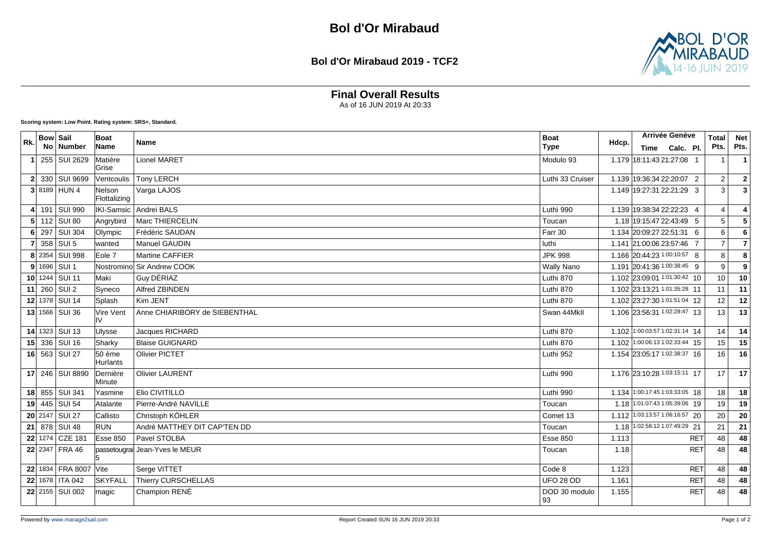# Bol d'Or Mirabaud

## Bol d'Or Mirabaud 2019 - TCF2

### Final Overall Results

As of 16 JUN 2019 At 20:33

**Scoring system: Low Point. Rating system: SRS+, Standard.**

| Rk. | Bow No | Sail Number | Boat Name | Name | Boat Type | Hdcp. | Arrivée Genève Time | Calc. | Pl. | Total Pts. | Net Pts. |
|---|---|---|---|---|---|---|---|---|---|---|---|
| 1 | 255 | SUI 2629 | Matière Grise | Lionel MARET | Modulo 93 | 1.179 | 18:11:43 | 21:27:08 | 1 | 1 | 1 |
| 2 | 330 | SUI 9699 | Ventcoulis | Tony LERCH | Luthi 33 Cruiser | 1.139 | 19:36:34 | 22:20:07 | 2 | 2 | 2 |
| 3 | 8189 | HUN 4 | Nelson Flottalizing | Varga LAJOS | | 1.149 | 19:27:31 | 22:21:29 | 3 | 3 | 3 |
| 4 | 191 | SUI 990 | IKI-Samsic | Andrei BALS | Luthi 990 | 1.139 | 19:38:34 | 22:22:23 | 4 | 4 | 4 |
| 5 | 112 | SUI 80 | Angrybird | Marc THIERCELIN | Toucan | 1.18 | 19:15:47 | 22:43:49 | 5 | 5 | 5 |
| 6 | 297 | SUI 304 | Olympic | Frédéric SAUDAN | Farr 30 | 1.134 | 20:09:27 | 22:51:31 | 6 | 6 | 6 |
| 7 | 358 | SUI 5 | wanted | Manuel GAUDIN | luthi | 1.141 | 21:00:06 | 23:57:46 | 7 | 7 | 7 |
| 8 | 2354 | SUI 998 | Eole 7 | Martine CAFFIER | JPK 998 | 1.166 | 20:44:23 | 1:00:10:57 | 8 | 8 | 8 |
| 9 | 1696 | SUI 1 | Nostromino | Sir Andrew COOK | Wally Nano | 1.191 | 20:41:36 | 1:00:38:45 | 9 | 9 | 9 |
| 10 | 1244 | SUI 11 | Maki | Guy DÉRIAZ | Luthi 870 | 1.102 | 23:09:01 | 1:01:30:42 | 10 | 10 | 10 |
| 11 | 260 | SUI 2 | Syneco | Alfred ZBINDEN | Luthi 870 | 1.102 | 23:13:21 | 1:01:35:28 | 11 | 11 | 11 |
| 12 | 1378 | SUI 14 | Splash | Kim JENT | Luthi 870 | 1.102 | 23:27:30 | 1:01:51:04 | 12 | 12 | 12 |
| 13 | 1566 | SUI 36 | Vire Vent IV | Anne CHIARIBORY de SIEBENTHAL | Swan 44MkII | 1.106 | 23:56:31 | 1:02:28:47 | 13 | 13 | 13 |
| 14 | 1323 | SUI 13 | Ulysse | Jacques RICHARD | Luthi 870 | 1.102 | 1:00:03:57 | 1:02:31:14 | 14 | 14 | 14 |
| 15 | 336 | SUI 16 | Sharky | Blaise GUIGNARD | Luthi 870 | 1.102 | 1:00:06:13 | 1:02:33:44 | 15 | 15 | 15 |
| 16 | 563 | SUI 27 | 50 ème Hurlants | Olivier PICTET | Luthi 952 | 1.154 | 23:05:17 | 1:02:38:37 | 16 | 16 | 16 |
| 17 | 246 | SUI 8890 | Dernière Minute | Olivier LAURENT | Luthi 990 | 1.176 | 23:10:28 | 1:03:15:11 | 17 | 17 | 17 |
| 18 | 855 | SUI 341 | Yasmine | Elio CIVITILLO | Luthi 990 | 1.134 | 1:00:17:45 | 1:03:33:05 | 18 | 18 | 18 |
| 19 | 445 | SUI 54 | Atalante | Pierre-André NAVILLE | Toucan | 1.18 | 1:01:07:43 | 1:05:39:06 | 19 | 19 | 19 |
| 20 | 2147 | SUI 27 | Callisto | Christoph KÖHLER | Comet 13 | 1.112 | 1:03:13:57 | 1:06:16:57 | 20 | 20 | 20 |
| 21 | 878 | SUI 48 | RUN | André MATTHEY DIT CAP'TEN DD | Toucan | 1.18 | 1:02:58:12 | 1:07:49:29 | 21 | 21 | 21 |
| 22 | 1274 | CZE 181 | Esse 850 | Pavel STOLBA | Esse 850 | 1.113 | | | RET | 48 | 48 |
| 22 | 2347 | FRA 46 | passetougrain 5 | Jean-Yves le MEUR | Toucan | 1.18 | | | RET | 48 | 48 |
| 22 | 1834 | FRA 8007 | Vite | Serge VITTET | Code 8 | 1.123 | | | RET | 48 | 48 |
| 22 | 1678 | ITA 042 | SKYFALL | Thierry CURSCHELLAS | UFO 28 OD | 1.161 | | | RET | 48 | 48 |
| 22 | 2155 | SUI 002 | magic | Champion RENÉ | DOD 30 modulo 93 | 1.155 | | | RET | 48 | 48 |

Powered by www.manage2sail.com

Report Created SUN 16 JUN 2019 20:33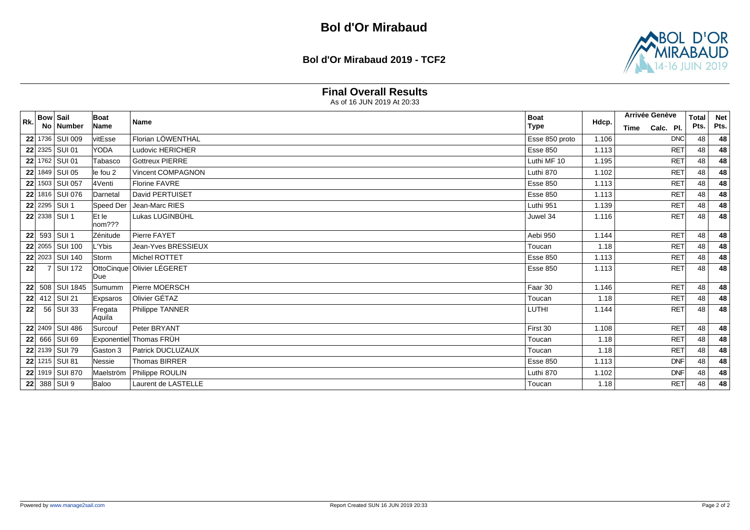# Bol d'Or Mirabaud

## Bol d'Or Mirabaud 2019 - TCF2

### Final Overall Results

As of 16 JUN 2019 At 20:33

| Rk. | Bow No | Sail Number | Boat Name | Name | Boat Type | Hdcp. | Arrivée Genève Time | Calc. | Pl. | Total Pts. | Net Pts. |
|---|---|---|---|---|---|---|---|---|---|---|---|
| 22 | 1736 | SUI 009 | vitEsse | Florian LÖWENTHAL | Esse 850 proto | 1.106 | | | DNC | 48 | **48** |
| 22 | 2325 | SUI 01 | YODA | Ludovic HERICHER | Esse 850 | 1.113 | | | RET | 48 | **48** |
| 22 | 1762 | SUI 01 | Tabasco | Gottreux PIERRE | Luthi MF 10 | 1.195 | | | RET | 48 | **48** |
| 22 | 1849 | SUI 05 | le fou 2 | Vincent COMPAGNON | Luthi 870 | 1.102 | | | RET | 48 | **48** |
| 22 | 1503 | SUI 057 | 4Venti | Florine FAVRE | Esse 850 | 1.113 | | | RET | 48 | **48** |
| 22 | 1816 | SUI 076 | Darnetal | David PERTUISET | Esse 850 | 1.113 | | | RET | 48 | **48** |
| 22 | 2295 | SUI 1 | Speed Der | Jean-Marc RIES | Luthi 951 | 1.139 | | | RET | 48 | **48** |
| 22 | 2338 | SUI 1 | Et le nom??? | Lukas LUGINBÜHL | Juwel 34 | 1.116 | | | RET | 48 | **48** |
| 22 | 593 | SUI 1 | Zénitude | Pierre FAYET | Aebi 950 | 1.144 | | | RET | 48 | **48** |
| 22 | 2055 | SUI 100 | L'Ybis | Jean-Yves BRESSIEUX | Toucan | 1.18 | | | RET | 48 | **48** |
| 22 | 2023 | SUI 140 | Storm | Michel ROTTET | Esse 850 | 1.113 | | | RET | 48 | **48** |
| 22 | 7 | SUI 172 | OttoCinque Due | Olivier LÉGERET | Esse 850 | 1.113 | | | RET | 48 | **48** |
| 22 | 508 | SUI 1845 | Sumumm | Pierre MOERSCH | Faar 30 | 1.146 | | | RET | 48 | **48** |
| 22 | 412 | SUI 21 | Expsaros | Olivier GÉTAZ | Toucan | 1.18 | | | RET | 48 | **48** |
| 22 | 56 | SUI 33 | Fregata Aquila | Philippe TANNER | LUTHI | 1.144 | | | RET | 48 | **48** |
| 22 | 2409 | SUI 486 | Surcouf | Peter BRYANT | First 30 | 1.108 | | | RET | 48 | **48** |
| 22 | 666 | SUI 69 | Exponentiel | Thomas FRÜH | Toucan | 1.18 | | | RET | 48 | **48** |
| 22 | 2139 | SUI 79 | Gaston 3 | Patrick DUCLUZAUX | Toucan | 1.18 | | | RET | 48 | **48** |
| 22 | 1215 | SUI 81 | Nessie | Thomas BIRRER | Esse 850 | 1.113 | | | DNF | 48 | **48** |
| 22 | 1919 | SUI 870 | Maelström | Philippe ROULIN | Luthi 870 | 1.102 | | | DNF | 48 | **48** |
| 22 | 388 | SUI 9 | Baloo | Laurent de LASTELLE | Toucan | 1.18 | | | RET | 48 | **48** |

Powered by www.manage2sail.com

Report Created SUN 16 JUN 2019 20:33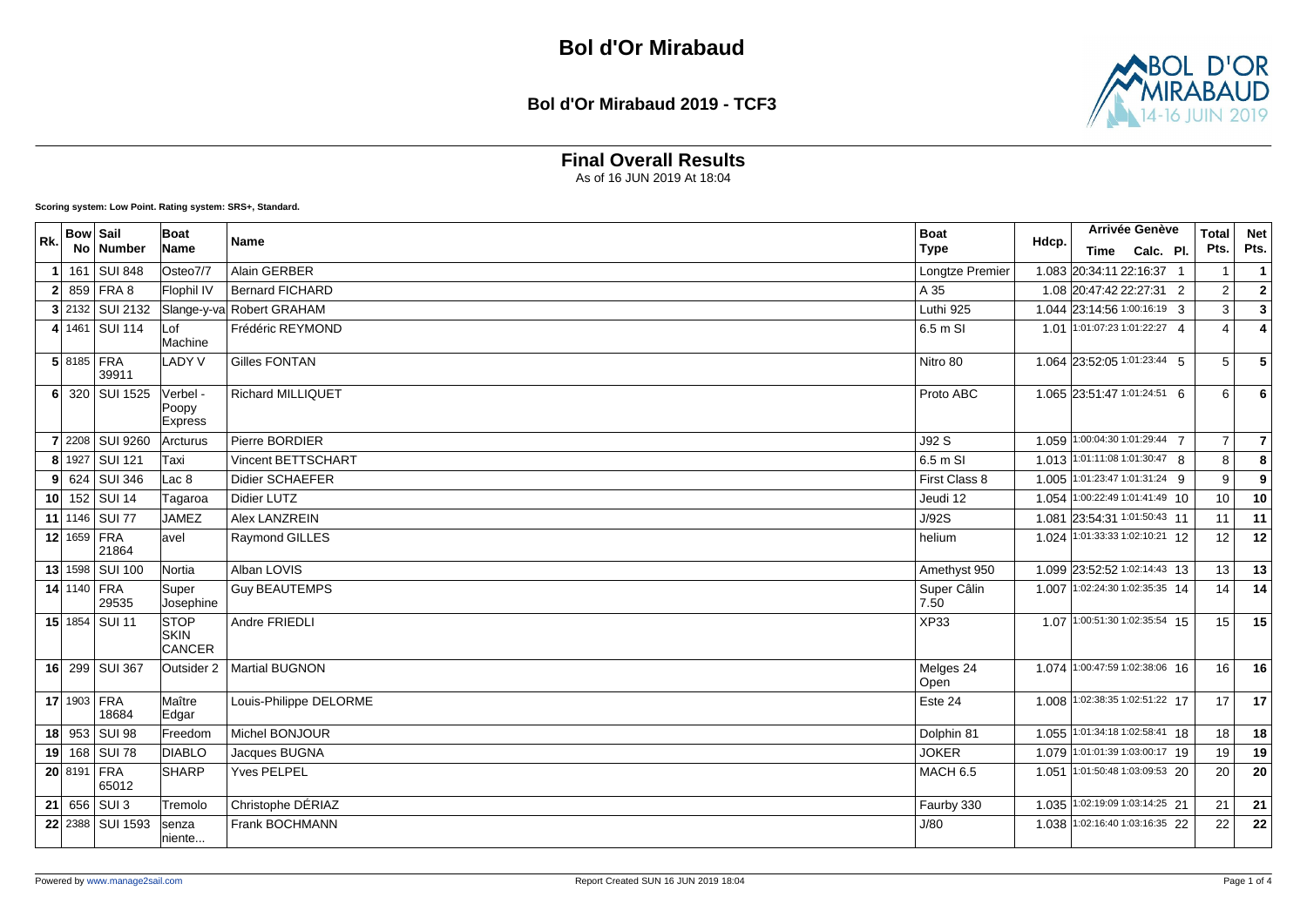# Bol d'Or Mirabaud

## Bol d'Or Mirabaud 2019 - TCF3

### Final Overall Results

As of 16 JUN 2019 At 18:04

**Scoring system: Low Point. Rating system: SRS+, Standard.**

| Rk. | Bow No | Sail Number | Boat Name | Name | Boat Type | Hdcp. | Arrivée Genève | | | Total Pts. | Net Pts. |
|---|---|---|---|---|---|---|---|---|---|---|---|
| | | | | | | | Time | Calc. | Pl. | | |
| 1 | 161 | SUI 848 | Osteo7/7 | Alain GERBER | Longtze Premier | 1.083 | 20:34:11 | 22:16:37 | 1 | 1 | 1 |
| 2 | 859 | FRA 8 | Flophil IV | Bernard FICHARD | A 35 | 1.08 | 20:47:42 | 22:27:31 | 2 | 2 | 2 |
| 3 | 2132 | SUI 2132 | Slange-y-va | Robert GRAHAM | Luthi 925 | 1.044 | 23:14:56 | 1:00:16:19 | 3 | 3 | 3 |
| 4 | 1461 | SUI 114 | Lof Machine | Frédéric REYMOND | 6.5 m SI | 1.01 | 1:01:07:23 | 1:01:22:27 | 4 | 4 | 4 |
| 5 | 8185 | FRA 39911 | LADY V | Gilles FONTAN | Nitro 80 | 1.064 | 23:52:05 | 1:01:23:44 | 5 | 5 | 5 |
| 6 | 320 | SUI 1525 | Verbel - Poopy Express | Richard MILLIQUET | Proto ABC | 1.065 | 23:51:47 | 1:01:24:51 | 6 | 6 | 6 |
| 7 | 2208 | SUI 9260 | Arcturus | Pierre BORDIER | J92 S | 1.059 | 1:00:04:30 | 1:01:29:44 | 7 | 7 | 7 |
| 8 | 1927 | SUI 121 | Taxi | Vincent BETTSCHART | 6.5 m SI | 1.013 | 1:01:11:08 | 1:01:30:47 | 8 | 8 | 8 |
| 9 | 624 | SUI 346 | Lac 8 | Didier SCHAEFER | First Class 8 | 1.005 | 1:01:23:47 | 1:01:31:24 | 9 | 9 | 9 |
| 10 | 152 | SUI 14 | Tagaroa | Didier LUTZ | Jeudi 12 | 1.054 | 1:00:22:49 | 1:01:41:49 | 10 | 10 | 10 |
| 11 | 1146 | SUI 77 | JAMEZ | Alex LANZREIN | J/92S | 1.081 | 23:54:31 | 1:01:50:43 | 11 | 11 | 11 |
| 12 | 1659 | FRA 21864 | avel | Raymond GILLES | helium | 1.024 | 1:01:33:33 | 1:02:10:21 | 12 | 12 | 12 |
| 13 | 1598 | SUI 100 | Nortia | Alban LOVIS | Amethyst 950 | 1.099 | 23:52:52 | 1:02:14:43 | 13 | 13 | 13 |
| 14 | 1140 | FRA 29535 | Super Josephine | Guy BEAUTEMPS | Super Câlin 7.50 | 1.007 | 1:02:24:30 | 1:02:35:35 | 14 | 14 | 14 |
| 15 | 1854 | SUI 11 | STOP SKIN CANCER | Andre FRIEDLI | XP33 | 1.07 | 1:00:51:30 | 1:02:35:54 | 15 | 15 | 15 |
| 16 | 299 | SUI 367 | Outsider 2 | Martial BUGNON | Melges 24 Open | 1.074 | 1:00:47:59 | 1:02:38:06 | 16 | 16 | 16 |
| 17 | 1903 | FRA 18684 | Maître Edgar | Louis-Philippe DELORME | Este 24 | 1.008 | 1:02:38:35 | 1:02:51:22 | 17 | 17 | 17 |
| 18 | 953 | SUI 98 | Freedom | Michel BONJOUR | Dolphin 81 | 1.055 | 1:01:34:18 | 1:02:58:41 | 18 | 18 | 18 |
| 19 | 168 | SUI 78 | DIABLO | Jacques BUGNA | JOKER | 1.079 | 1:01:01:39 | 1:03:00:17 | 19 | 19 | 19 |
| 20 | 8191 | FRA 65012 | SHARP | Yves PELPEL | MACH 6.5 | 1.051 | 1:01:50:48 | 1:03:09:53 | 20 | 20 | 20 |
| 21 | 656 | SUI 3 | Tremolo | Christophe DÉRIAZ | Faurby 330 | 1.035 | 1:02:19:09 | 1:03:14:25 | 21 | 21 | 21 |
| 22 | 2388 | SUI 1593 | senza niente... | Frank BOCHMANN | J/80 | 1.038 | 1:02:16:40 | 1:03:16:35 | 22 | 22 | 22 |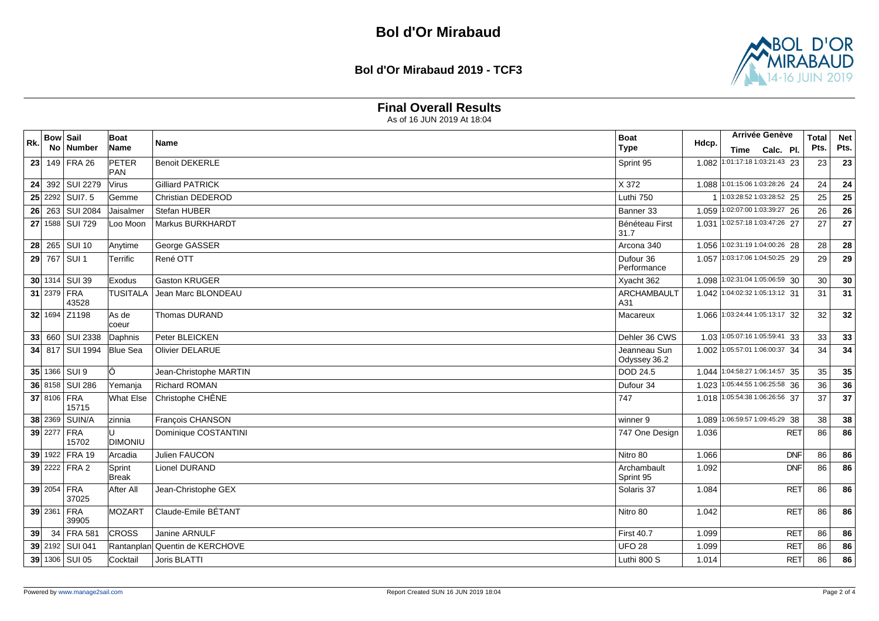# Bol d'Or Mirabaud

## Bol d'Or Mirabaud 2019 - TCF3

### Final Overall Results

As of 16 JUN 2019 At 18:04

| Rk. | Bow No | Sail Number | Boat Name | Name | Boat Type | Hdcp. | Arrivée Genève Time | Calc. | Pl. | Total Pts. | Net Pts. |
|---|---|---|---|---|---|---|---|---|---|---|---|
| 23 | 149 | FRA 26 | PETER PAN | Benoit DEKERLE | Sprint 95 | 1.082 | 1:01:17:18 | 1:03:21:43 | 23 | 23 | 23 |
| 24 | 392 | SUI 2279 | Virus | Gilliard PATRICK | X 372 | 1.088 | 1:01:15:06 | 1:03:28:26 | 24 | 24 | 24 |
| 25 | 2292 | SUI7. 5 | Gemme | Christian DEDEROD | Luthi 750 | 1 | 1:03:28:52 | 1:03:28:52 | 25 | 25 | 25 |
| 26 | 263 | SUI 2084 | Jaisalmer | Stefan HUBER | Banner 33 | 1.059 | 1:02:07:00 | 1:03:39:27 | 26 | 26 | 26 |
| 27 | 1588 | SUI 729 | Loo Moon | Markus BURKHARDT | Bénéteau First 31.7 | 1.031 | 1:02:57:18 | 1:03:47:26 | 27 | 27 | 27 |
| 28 | 265 | SUI 10 | Anytime | George GASSER | Arcona 340 | 1.056 | 1:02:31:19 | 1:04:00:26 | 28 | 28 | 28 |
| 29 | 767 | SUI 1 | Terrific | René OTT | Dufour 36 Performance | 1.057 | 1:03:17:06 | 1:04:50:25 | 29 | 29 | 29 |
| 30 | 1314 | SUI 39 | Exodus | Gaston KRUGER | Xyacht 362 | 1.098 | 1:02:31:04 | 1:05:06:59 | 30 | 30 | 30 |
| 31 | 2379 | FRA 43528 | TUSITALA | Jean Marc BLONDEAU | ARCHAMBAULT A31 | 1.042 | 1:04:02:32 | 1:05:13:12 | 31 | 31 | 31 |
| 32 | 1694 | Z1198 | As de coeur | Thomas DURAND | Macareux | 1.066 | 1:03:24:44 | 1:05:13:17 | 32 | 32 | 32 |
| 33 | 660 | SUI 2338 | Daphnis | Peter BLEICKEN | Dehler 36 CWS | 1.03 | 1:05:07:16 | 1:05:59:41 | 33 | 33 | 33 |
| 34 | 817 | SUI 1994 | Blue Sea | Olivier DELARUE | Jeanneau Sun Odyssey 36.2 | 1.002 | 1:05:57:01 | 1:06:00:37 | 34 | 34 | 34 |
| 35 | 1366 | SUI 9 | Ô | Jean-Christophe MARTIN | DOD 24.5 | 1.044 | 1:04:58:27 | 1:06:14:57 | 35 | 35 | 35 |
| 36 | 8158 | SUI 286 | Yemanja | Richard ROMAN | Dufour 34 | 1.023 | 1:05:44:55 | 1:06:25:58 | 36 | 36 | 36 |
| 37 | 8106 | FRA 15715 | What Else | Christophe CHÊNE | 747 | 1.018 | 1:05:54:38 | 1:06:26:56 | 37 | 37 | 37 |
| 38 | 2369 | SUIN/A | zinnia | François CHANSON | winner 9 | 1.089 | 1:06:59:57 | 1:09:45:29 | 38 | 38 | 38 |
| 39 | 2277 | FRA 15702 | U DIMONIU | Dominique COSTANTINI | 747 One Design | 1.036 | | | RET | 86 | 86 |
| 39 | 1922 | FRA 19 | Arcadia | Julien FAUCON | Nitro 80 | 1.066 | | | DNF | 86 | 86 |
| 39 | 2222 | FRA 2 | Sprint Break | Lionel DURAND | Archambault Sprint 95 | 1.092 | | | DNF | 86 | 86 |
| 39 | 2054 | FRA 37025 | After All | Jean-Christophe GEX | Solaris 37 | 1.084 | | | RET | 86 | 86 |
| 39 | 2361 | FRA 39905 | MOZART | Claude-Emile BÉTANT | Nitro 80 | 1.042 | | | RET | 86 | 86 |
| 39 | 34 | FRA 581 | CROSS | Janine ARNULF | First 40.7 | 1.099 | | | RET | 86 | 86 |
| 39 | 2192 | SUI 041 | Rantanplan | Quentin de KERCHOVE | UFO 28 | 1.099 | | | RET | 86 | 86 |
| 39 | 1306 | SUI 05 | Cocktail | Joris BLATTI | Luthi 800 S | 1.014 | | | RET | 86 | 86 |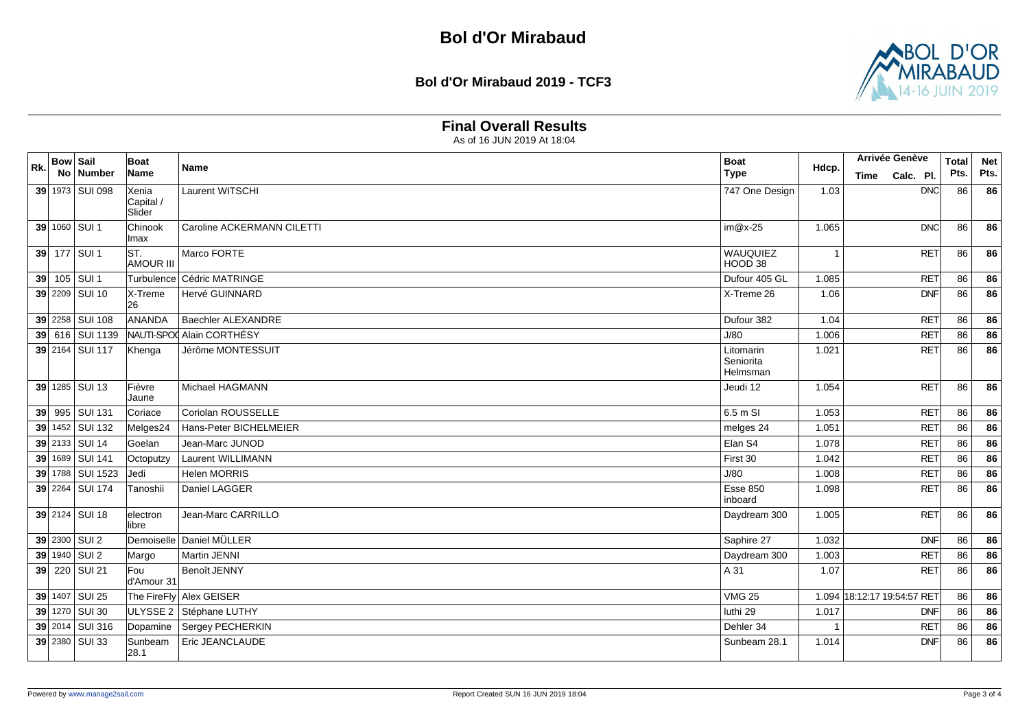# Bol d'Or Mirabaud

## Bol d'Or Mirabaud 2019 - TCF3

### Final Overall Results

As of 16 JUN 2019 At 18:04

| Rk. | Bow No | Sail Number | Boat Name | Name | Boat Type | Hdcp. | Arrivée Genève Time | Calc. | Pl. | Total Pts. | Net Pts. |
|---|---|---|---|---|---|---|---|---|---|---|---|
| 39 | 1973 | SUI 098 | Xenia Capital / Slider | Laurent WITSCHI | 747 One Design | 1.03 | | | DNC | 86 | 86 |
| 39 | 1060 | SUI 1 | Chinook Imax | Caroline ACKERMANN CILETTI | im@x-25 | 1.065 | | | DNC | 86 | 86 |
| 39 | 177 | SUI 1 | ST. AMOUR III | Marco FORTE | WAUQUIEZ HOOD 38 | 1 | | | RET | 86 | 86 |
| 39 | 105 | SUI 1 | Turbulence | Cédric MATRINGE | Dufour 405 GL | 1.085 | | | RET | 86 | 86 |
| 39 | 2209 | SUI 10 | X-Treme 26 | Hervé GUINNARD | X-Treme 26 | 1.06 | | | DNF | 86 | 86 |
| 39 | 2258 | SUI 108 | ANANDA | Baechler ALEXANDRE | Dufour 382 | 1.04 | | | RET | 86 | 86 |
| 39 | 616 | SUI 1139 | NAUTI-SPOO | Alain CORTHÉSY | J/80 | 1.006 | | | RET | 86 | 86 |
| 39 | 2164 | SUI 117 | Khenga | Jérôme MONTESSUIT | Litomarin Seniorita Helmsman | 1.021 | | | RET | 86 | 86 |
| 39 | 1285 | SUI 13 | Fièvre Jaune | Michael HAGMANN | Jeudi 12 | 1.054 | | | RET | 86 | 86 |
| 39 | 995 | SUI 131 | Coriace | Coriolan ROUSSELLE | 6.5 m SI | 1.053 | | | RET | 86 | 86 |
| 39 | 1452 | SUI 132 | Melges24 | Hans-Peter BICHELMEIER | melges 24 | 1.051 | | | RET | 86 | 86 |
| 39 | 2133 | SUI 14 | Goelan | Jean-Marc JUNOD | Elan S4 | 1.078 | | | RET | 86 | 86 |
| 39 | 1689 | SUI 141 | Octoputzy | Laurent WILLIMANN | First 30 | 1.042 | | | RET | 86 | 86 |
| 39 | 1788 | SUI 1523 | Jedi | Helen MORRIS | J/80 | 1.008 | | | RET | 86 | 86 |
| 39 | 2264 | SUI 174 | Tanoshii | Daniel LAGGER | Esse 850 inboard | 1.098 | | | RET | 86 | 86 |
| 39 | 2124 | SUI 18 | electron libre | Jean-Marc CARRILLO | Daydream 300 | 1.005 | | | RET | 86 | 86 |
| 39 | 2300 | SUI 2 | Demoiselle | Daniel MÜLLER | Saphire 27 | 1.032 | | | DNF | 86 | 86 |
| 39 | 1940 | SUI 2 | Margo | Martin JENNI | Daydream 300 | 1.003 | | | RET | 86 | 86 |
| 39 | 220 | SUI 21 | Fou d'Amour 31 | Benoît JENNY | A 31 | 1.07 | | | RET | 86 | 86 |
| 39 | 1407 | SUI 25 | The FireFly | Alex GEISER | VMG 25 | 1.094 | 18:12:17 | 19:54:57 | RET | 86 | 86 |
| 39 | 1270 | SUI 30 | ULYSSE 2 | Stéphane LUTHY | luthi 29 | 1.017 | | | DNF | 86 | 86 |
| 39 | 2014 | SUI 316 | Dopamine | Sergey PECHERKIN | Dehler 34 | 1 | | | RET | 86 | 86 |
| 39 | 2380 | SUI 33 | Sunbeam 28.1 | Eric JEANCLAUDE | Sunbeam 28.1 | 1.014 | | | DNF | 86 | 86 |

Powered by www.manage2sail.com — Report Created SUN 16 JUN 2019 18:04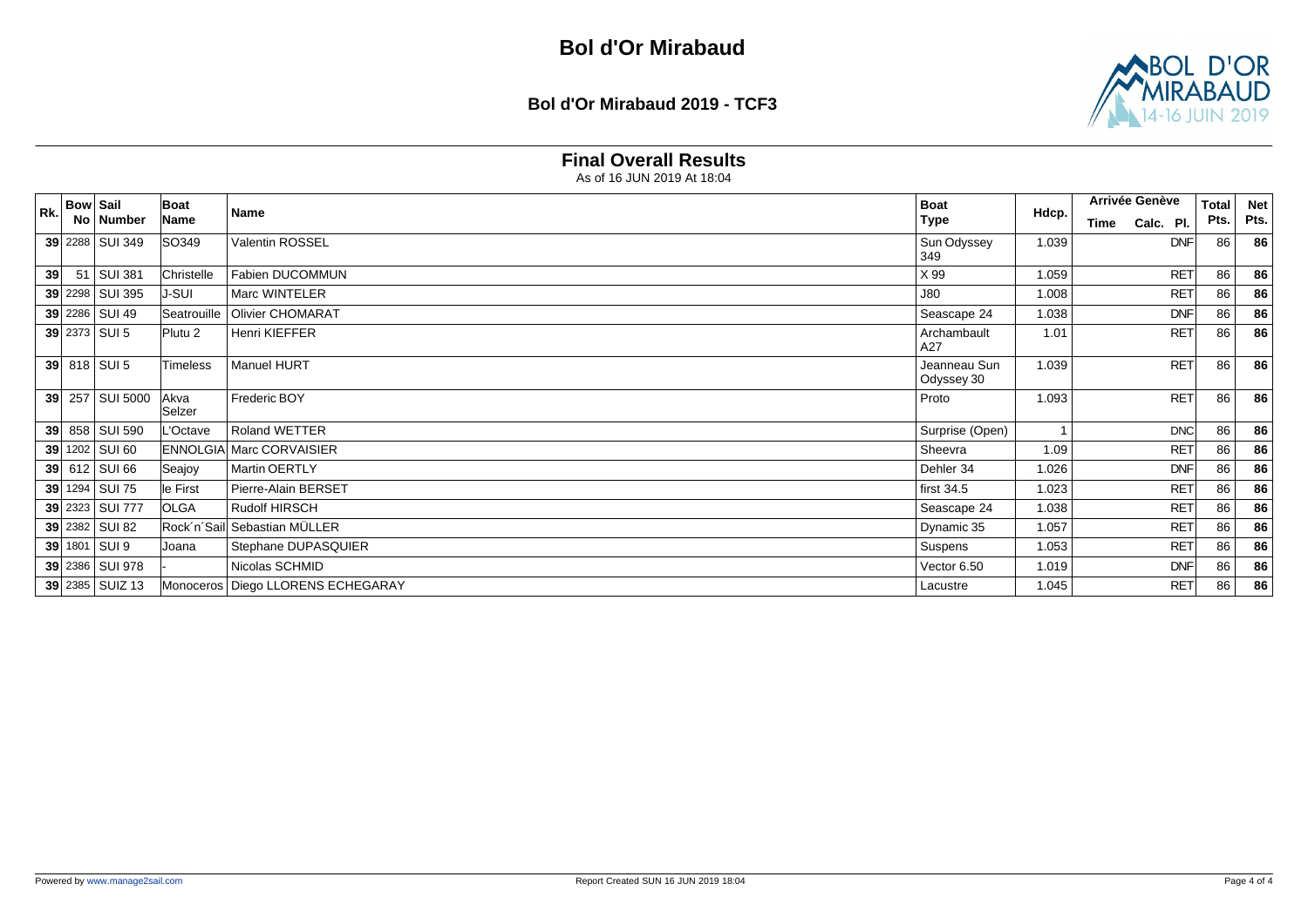# Bol d'Or Mirabaud

## Bol d'Or Mirabaud 2019 - TCF3

### Final Overall Results

As of 16 JUN 2019 At 18:04

| Rk. | Bow No | Sail Number | Boat Name | Name | Boat Type | Hdcp. | Arrivée Genève Time | Calc. | Pl. | Total Pts. | Net Pts. |
|---|---|---|---|---|---|---|---|---|---|---|---|
| 39 | 2288 | SUI 349 | SO349 | Valentin ROSSEL | Sun Odyssey 349 | 1.039 | | | DNF | 86 | 86 |
| 39 | 51 | SUI 381 | Christelle | Fabien DUCOMMUN | X 99 | 1.059 | | | RET | 86 | 86 |
| 39 | 2298 | SUI 395 | J-SUI | Marc WINTELER | J80 | 1.008 | | | RET | 86 | 86 |
| 39 | 2286 | SUI 49 | Seatrouille | Olivier CHOMARAT | Seascape 24 | 1.038 | | | DNF | 86 | 86 |
| 39 | 2373 | SUI 5 | Plutu 2 | Henri KIEFFER | Archambault A27 | 1.01 | | | RET | 86 | 86 |
| 39 | 818 | SUI 5 | Timeless | Manuel HURT | Jeanneau Sun Odyssey 30 | 1.039 | | | RET | 86 | 86 |
| 39 | 257 | SUI 5000 | Akva Selzer | Frederic BOY | Proto | 1.093 | | | RET | 86 | 86 |
| 39 | 858 | SUI 590 | L'Octave | Roland WETTER | Surprise (Open) | 1 | | | DNC | 86 | 86 |
| 39 | 1202 | SUI 60 | ENNOLGIA | Marc CORVAISIER | Sheevra | 1.09 | | | RET | 86 | 86 |
| 39 | 612 | SUI 66 | Seajoy | Martin OERTLY | Dehler 34 | 1.026 | | | DNF | 86 | 86 |
| 39 | 1294 | SUI 75 | le First | Pierre-Alain BERSET | first 34.5 | 1.023 | | | RET | 86 | 86 |
| 39 | 2323 | SUI 777 | OLGA | Rudolf HIRSCH | Seascape 24 | 1.038 | | | RET | 86 | 86 |
| 39 | 2382 | SUI 82 | Rock´n´Sail | Sebastian MÜLLER | Dynamic 35 | 1.057 | | | RET | 86 | 86 |
| 39 | 1801 | SUI 9 | Joana | Stephane DUPASQUIER | Suspens | 1.053 | | | RET | 86 | 86 |
| 39 | 2386 | SUI 978 | - | Nicolas SCHMID | Vector 6.50 | 1.019 | | | DNF | 86 | 86 |
| 39 | 2385 | SUIZ 13 | Monoceros | Diego LLORENS ECHEGARAY | Lacustre | 1.045 | | | RET | 86 | 86 |

Powered by www.manage2sail.com

Report Created SUN 16 JUN 2019 18:04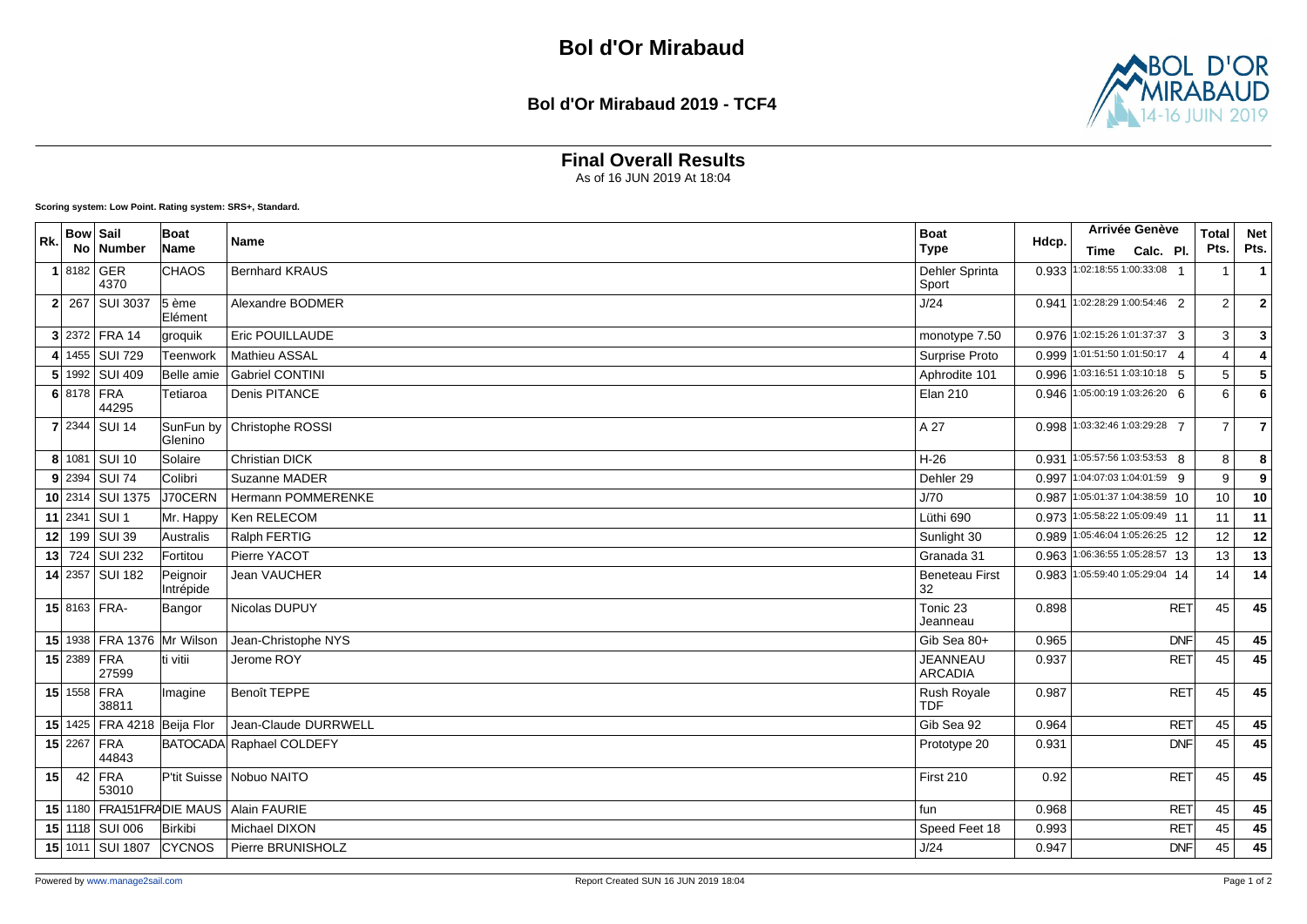# Bol d'Or Mirabaud

## Bol d'Or Mirabaud 2019 - TCF4

### Final Overall Results

As of 16 JUN 2019 At 18:04

**Scoring system: Low Point. Rating system: SRS+, Standard.**

| Rk. | Bow No | Sail Number | Boat Name | Name | Boat Type | Hdcp. | Arrivée Genève Time | Calc. | Pl. | Total Pts. | Net Pts. |
|---|---|---|---|---|---|---|---|---|---|---|---|
| 1 | 8182 | GER 4370 | CHAOS | Bernhard KRAUS | Dehler Sprinta Sport | 0.933 | 1:02:18:55 | 1:00:33:08 | 1 | 1 | 1 |
| 2 | 267 | SUI 3037 | 5 ème Elément | Alexandre BODMER | J/24 | 0.941 | 1:02:28:29 | 1:00:54:46 | 2 | 2 | 2 |
| 3 | 2372 | FRA 14 | groquik | Eric POUILLAUDE | monotype 7.50 | 0.976 | 1:02:15:26 | 1:01:37:37 | 3 | 3 | 3 |
| 4 | 1455 | SUI 729 | Teenwork | Mathieu ASSAL | Surprise Proto | 0.999 | 1:01:51:50 | 1:01:50:17 | 4 | 4 | 4 |
| 5 | 1992 | SUI 409 | Belle amie | Gabriel CONTINI | Aphrodite 101 | 0.996 | 1:03:16:51 | 1:03:10:18 | 5 | 5 | 5 |
| 6 | 8178 | FRA 44295 | Tetiaroa | Denis PITANCE | Elan 210 | 0.946 | 1:05:00:19 | 1:03:26:20 | 6 | 6 | 6 |
| 7 | 2344 | SUI 14 | SunFun by Glenino | Christophe ROSSI | A 27 | 0.998 | 1:03:32:46 | 1:03:29:28 | 7 | 7 | 7 |
| 8 | 1081 | SUI 10 | Solaire | Christian DICK | H-26 | 0.931 | 1:05:57:56 | 1:03:53:53 | 8 | 8 | 8 |
| 9 | 2394 | SUI 74 | Colibri | Suzanne MADER | Dehler 29 | 0.997 | 1:04:07:03 | 1:04:01:59 | 9 | 9 | 9 |
| 10 | 2314 | SUI 1375 | J70CERN | Hermann POMMERENKE | J/70 | 0.987 | 1:05:01:37 | 1:04:38:59 | 10 | 10 | 10 |
| 11 | 2341 | SUI 1 | Mr. Happy | Ken RELECOM | Lüthi 690 | 0.973 | 1:05:58:22 | 1:05:09:49 | 11 | 11 | 11 |
| 12 | 199 | SUI 39 | Australis | Ralph FERTIG | Sunlight 30 | 0.989 | 1:05:46:04 | 1:05:26:25 | 12 | 12 | 12 |
| 13 | 724 | SUI 232 | Fortitou | Pierre YACOT | Granada 31 | 0.963 | 1:06:36:55 | 1:05:28:57 | 13 | 13 | 13 |
| 14 | 2357 | SUI 182 | Peignoir Intrépide | Jean VAUCHER | Beneteau First 32 | 0.983 | 1:05:59:40 | 1:05:29:04 | 14 | 14 | 14 |
| 15 | 8163 | FRA- | Bangor | Nicolas DUPUY | Tonic 23 Jeanneau | 0.898 | | | RET | 45 | 45 |
| 15 | 1938 | FRA 1376 | Mr Wilson | Jean-Christophe NYS | Gib Sea 80+ | 0.965 | | | DNF | 45 | 45 |
| 15 | 2389 | FRA 27599 | ti vitii | Jerome ROY | JEANNEAU ARCADIA | 0.937 | | | RET | 45 | 45 |
| 15 | 1558 | FRA 38811 | Imagine | Benoît TEPPE | Rush Royale TDF | 0.987 | | | RET | 45 | 45 |
| 15 | 1425 | FRA 4218 | Beija Flor | Jean-Claude DURRWELL | Gib Sea 92 | 0.964 | | | RET | 45 | 45 |
| 15 | 2267 | FRA 44843 | BATOCADA | Raphael COLDEFY | Prototype 20 | 0.931 | | | DNF | 45 | 45 |
| 15 | 42 | FRA 53010 | P'tit Suisse | Nobuo NAITO | First 210 | 0.92 | | | RET | 45 | 45 |
| 15 | 1180 | FRA151FRA | DIE MAUS | Alain FAURIE | fun | 0.968 | | | RET | 45 | 45 |
| 15 | 1118 | SUI 006 | Birkibi | Michael DIXON | Speed Feet 18 | 0.993 | | | RET | 45 | 45 |
| 15 | 1011 | SUI 1807 | CYCNOS | Pierre BRUNISHOLZ | J/24 | 0.947 | | | DNF | 45 | 45 |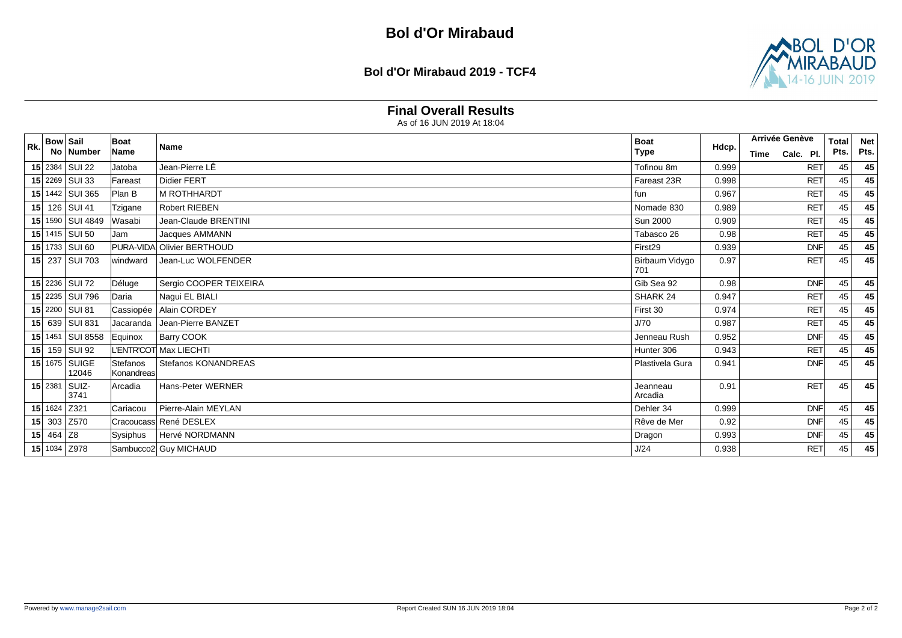# Bol d'Or Mirabaud

## Bol d'Or Mirabaud 2019 - TCF4

### Final Overall Results

As of 16 JUN 2019 At 18:04

| Rk. | Bow No | Sail Number | Boat Name | Name | Boat Type | Hdcp. | Arrivée Genève Time | Calc. Pl. | Total Pts. | Net Pts. |
|---|---|---|---|---|---|---|---|---|---|---|
| 15 | 2384 | SUI 22 | Jatoba | Jean-Pierre LÊ | Tofinou 8m | 0.999 | | RET | 45 | 45 |
| 15 | 2269 | SUI 33 | Fareast | Didier FERT | Fareast 23R | 0.998 | | RET | 45 | 45 |
| 15 | 1442 | SUI 365 | Plan B | M ROTHHARDT | fun | 0.967 | | RET | 45 | 45 |
| 15 | 126 | SUI 41 | Tzigane | Robert RIEBEN | Nomade 830 | 0.989 | | RET | 45 | 45 |
| 15 | 1590 | SUI 4849 | Wasabi | Jean-Claude BRENTINI | Sun 2000 | 0.909 | | RET | 45 | 45 |
| 15 | 1415 | SUI 50 | Jam | Jacques AMMANN | Tabasco 26 | 0.98 | | RET | 45 | 45 |
| 15 | 1733 | SUI 60 | PURA-VIDA | Olivier BERTHOUD | First29 | 0.939 | | DNF | 45 | 45 |
| 15 | 237 | SUI 703 | windward | Jean-Luc WOLFENDER | Birbaum Vidygo 701 | 0.97 | | RET | 45 | 45 |
| 15 | 2236 | SUI 72 | Déluge | Sergio COOPER TEIXEIRA | Gib Sea 92 | 0.98 | | DNF | 45 | 45 |
| 15 | 2235 | SUI 796 | Daria | Nagui EL BIALI | SHARK 24 | 0.947 | | RET | 45 | 45 |
| 15 | 2200 | SUI 81 | Cassiopée | Alain CORDEY | First 30 | 0.974 | | RET | 45 | 45 |
| 15 | 639 | SUI 831 | Jacaranda | Jean-Pierre BANZET | J/70 | 0.987 | | RET | 45 | 45 |
| 15 | 1451 | SUI 8558 | Equinox | Barry COOK | Jenneau Rush | 0.952 | | DNF | 45 | 45 |
| 15 | 159 | SUI 92 | L'ENTR'COT | Max LIECHTI | Hunter 306 | 0.943 | | RET | 45 | 45 |
| 15 | 1675 | SUIGE 12046 | Stefanos Konandreas | Stefanos KONANDREAS | Plastivela Gura | 0.941 | | DNF | 45 | 45 |
| 15 | 2381 | SUIZ-3741 | Arcadia | Hans-Peter WERNER | Jeanneau Arcadia | 0.91 | | RET | 45 | 45 |
| 15 | 1624 | Z321 | Cariacou | Pierre-Alain MEYLAN | Dehler 34 | 0.999 | | DNF | 45 | 45 |
| 15 | 303 | Z570 | Cracoucass | René DESLEX | Rêve de Mer | 0.92 | | DNF | 45 | 45 |
| 15 | 464 | Z8 | Sysiphus | Hervé NORDMANN | Dragon | 0.993 | | DNF | 45 | 45 |
| 15 | 1034 | Z978 | Sambucco2 | Guy MICHAUD | J/24 | 0.938 | | RET | 45 | 45 |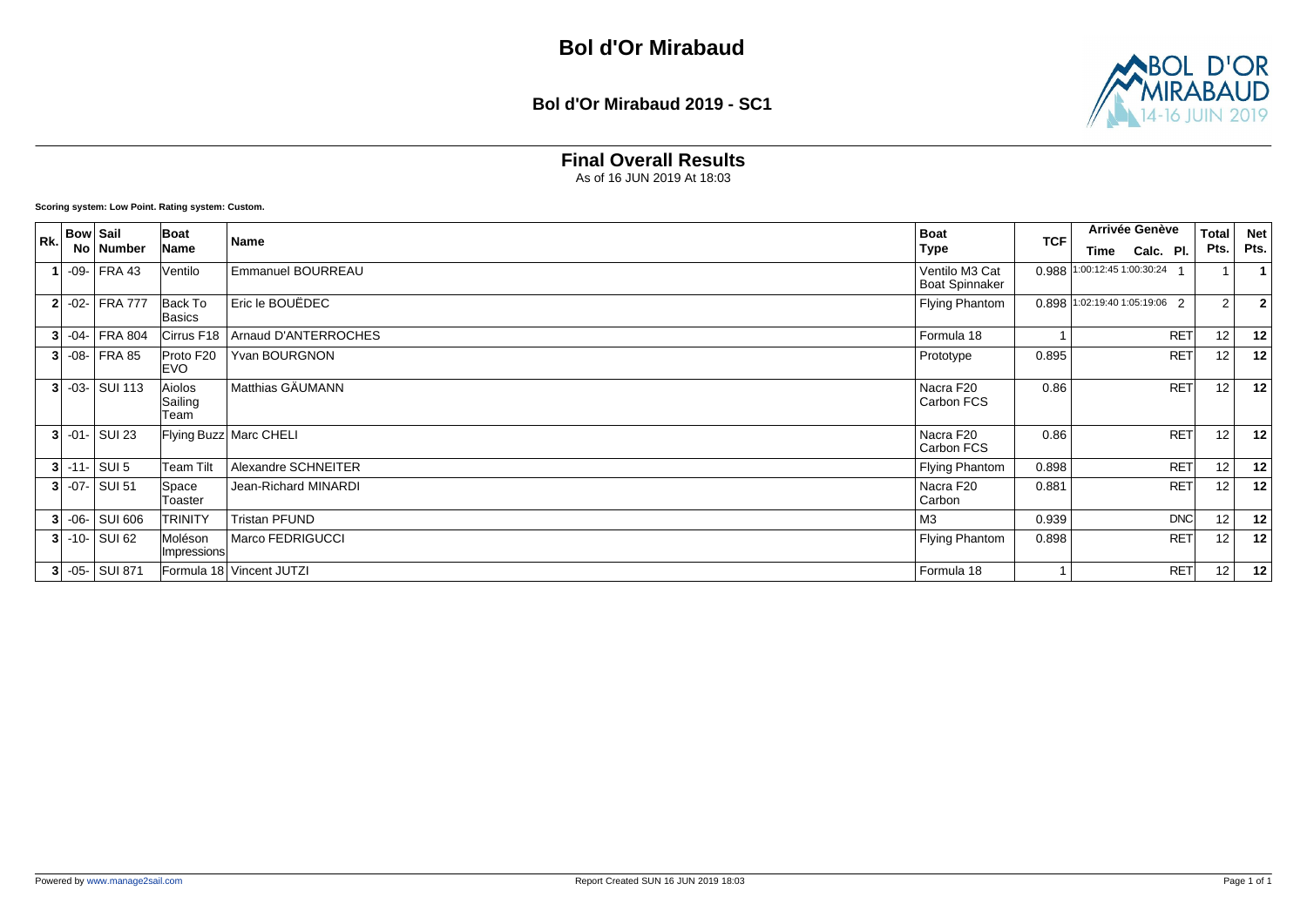# Bol d'Or Mirabaud

## Bol d'Or Mirabaud 2019 - SC1

### Final Overall Results

As of 16 JUN 2019 At 18:03

**Scoring system: Low Point. Rating system: Custom.**

| Rk. | Bow No | Sail Number | Boat Name | Name | Boat Type | TCF | Arrivée Genève | | | Total Pts. | Net Pts. |
|---|---|---|---|---|---|---|---|---|---|---|---|
| | | | | | | | Time | Calc. | Pl. | | |
| 1 | -09- | FRA 43 | Ventilo | Emmanuel BOURREAU | Ventilo M3 Cat Boat Spinnaker | 0.988 | 1:00:12:45 | 1:00:30:24 | 1 | 1 | 1 |
| 2 | -02- | FRA 777 | Back To Basics | Eric le BOUËDEC | Flying Phantom | 0.898 | 1:02:19:40 | 1:05:19:06 | 2 | 2 | 2 |
| 3 | -04- | FRA 804 | Cirrus F18 | Arnaud D'ANTERROCHES | Formula 18 | 1 | | | RET | 12 | 12 |
| 3 | -08- | FRA 85 | Proto F20 EVO | Yvan BOURGNON | Prototype | 0.895 | | | RET | 12 | 12 |
| 3 | -03- | SUI 113 | Aiolos Sailing Team | Matthias GÄUMANN | Nacra F20 Carbon FCS | 0.86 | | | RET | 12 | 12 |
| 3 | -01- | SUI 23 | Flying Buzz | Marc CHELI | Nacra F20 Carbon FCS | 0.86 | | | RET | 12 | 12 |
| 3 | -11- | SUI 5 | Team Tilt | Alexandre SCHNEITER | Flying Phantom | 0.898 | | | RET | 12 | 12 |
| 3 | -07- | SUI 51 | Space Toaster | Jean-Richard MINARDI | Nacra F20 Carbon | 0.881 | | | RET | 12 | 12 |
| 3 | -06- | SUI 606 | TRINITY | Tristan PFUND | M3 | 0.939 | | | DNC | 12 | 12 |
| 3 | -10- | SUI 62 | Moléson Impressions | Marco FEDRIGUCCI | Flying Phantom | 0.898 | | | RET | 12 | 12 |
| 3 | -05- | SUI 871 | Formula 18 | Vincent JUTZI | Formula 18 | 1 | | | RET | 12 | 12 |

Powered by www.manage2sail.com

Report Created SUN 16 JUN 2019 18:03